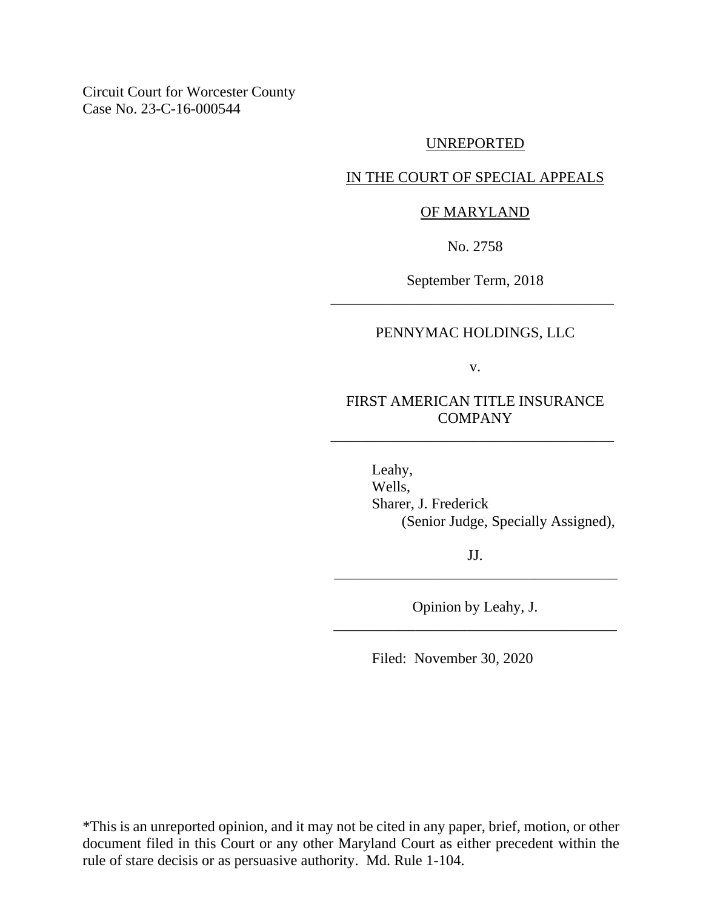Circuit Court for Worcester County
Case No. 23-C-16-000544

UNREPORTED

IN THE COURT OF SPECIAL APPEALS

OF MARYLAND

No. 2758

September Term, 2018

---

PENNYMAC HOLDINGS, LLC

v.

FIRST AMERICAN TITLE INSURANCE COMPANY

---

Leahy,
Wells,
Sharer, J. Frederick
(Senior Judge, Specially Assigned),

JJ.

---

Opinion by Leahy, J.

---

Filed: November 30, 2020

*This is an unreported opinion, and it may not be cited in any paper, brief, motion, or other document filed in this Court or any other Maryland Court as either precedent within the rule of stare decisis or as persuasive authority. Md. Rule 1-104.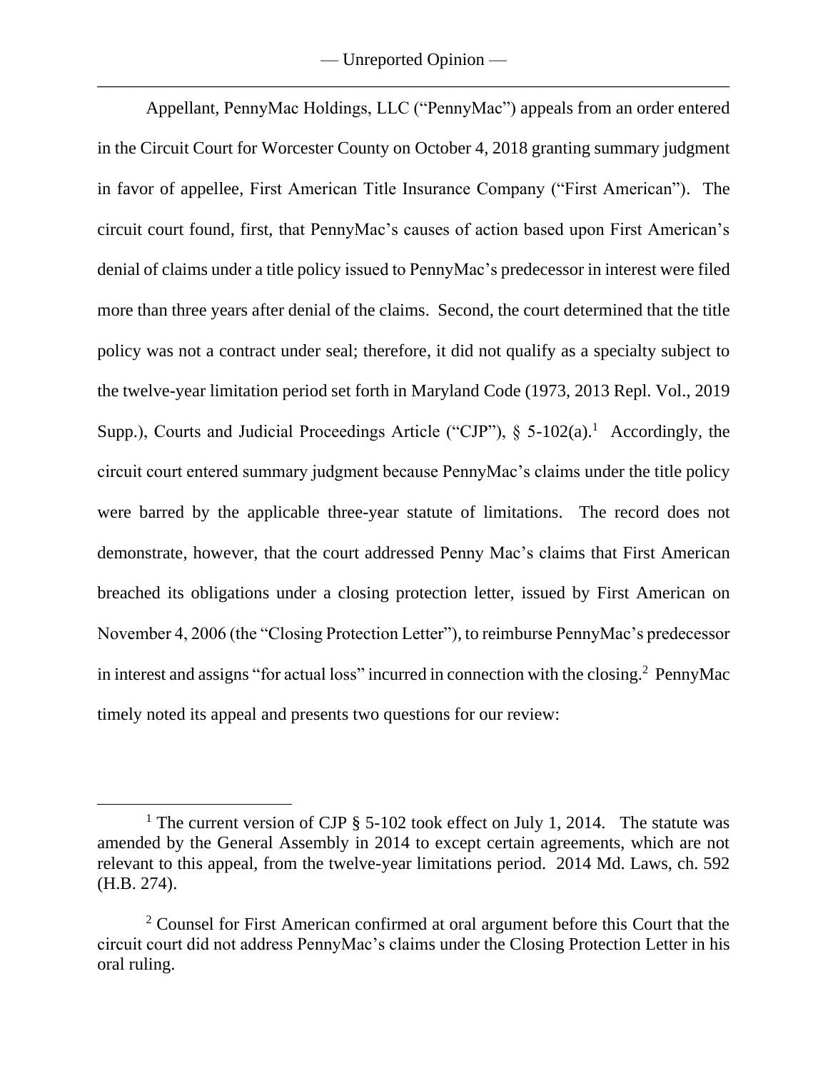Appellant, PennyMac Holdings, LLC ("PennyMac") appeals from an order entered in the Circuit Court for Worcester County on October 4, 2018 granting summary judgment in favor of appellee, First American Title Insurance Company ("First American"). The circuit court found, first, that PennyMac's causes of action based upon First American's denial of claims under a title policy issued to PennyMac's predecessor in interest were filed more than three years after denial of the claims. Second, the court determined that the title policy was not a contract under seal; therefore, it did not qualify as a specialty subject to the twelve-year limitation period set forth in Maryland Code (1973, 2013 Repl. Vol., 2019 Supp.), Courts and Judicial Proceedings Article ("CJP"), § 5-102(a).[1] Accordingly, the circuit court entered summary judgment because PennyMac's claims under the title policy were barred by the applicable three-year statute of limitations. The record does not demonstrate, however, that the court addressed Penny Mac's claims that First American breached its obligations under a closing protection letter, issued by First American on November 4, 2006 (the "Closing Protection Letter"), to reimburse PennyMac's predecessor in interest and assigns "for actual loss" incurred in connection with the closing.[2] PennyMac timely noted its appeal and presents two questions for our review:

---

[1] The current version of CJP § 5-102 took effect on July 1, 2014. The statute was amended by the General Assembly in 2014 to except certain agreements, which are not relevant to this appeal, from the twelve-year limitations period. 2014 Md. Laws, ch. 592 (H.B. 274).

[2] Counsel for First American confirmed at oral argument before this Court that the circuit court did not address PennyMac's claims under the Closing Protection Letter in his oral ruling.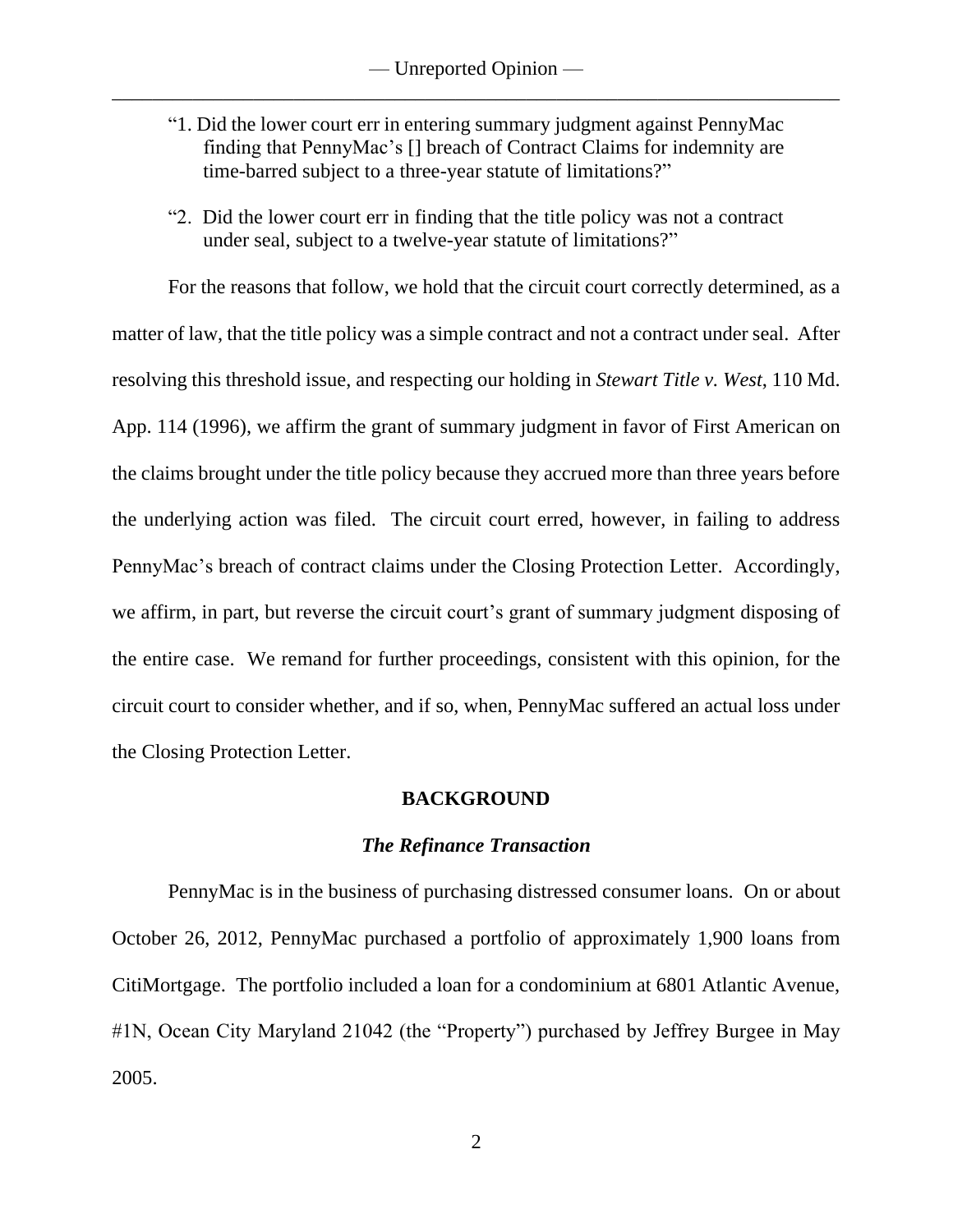"1. Did the lower court err in entering summary judgment against PennyMac finding that PennyMac's [] breach of Contract Claims for indemnity are time-barred subject to a three-year statute of limitations?"

"2. Did the lower court err in finding that the title policy was not a contract under seal, subject to a twelve-year statute of limitations?"

For the reasons that follow, we hold that the circuit court correctly determined, as a matter of law, that the title policy was a simple contract and not a contract under seal. After resolving this threshold issue, and respecting our holding in *Stewart Title v. West*, 110 Md. App. 114 (1996), we affirm the grant of summary judgment in favor of First American on the claims brought under the title policy because they accrued more than three years before the underlying action was filed. The circuit court erred, however, in failing to address PennyMac's breach of contract claims under the Closing Protection Letter. Accordingly, we affirm, in part, but reverse the circuit court's grant of summary judgment disposing of the entire case. We remand for further proceedings, consistent with this opinion, for the circuit court to consider whether, and if so, when, PennyMac suffered an actual loss under the Closing Protection Letter.

## BACKGROUND

### *The Refinance Transaction*

PennyMac is in the business of purchasing distressed consumer loans. On or about October 26, 2012, PennyMac purchased a portfolio of approximately 1,900 loans from CitiMortgage. The portfolio included a loan for a condominium at 6801 Atlantic Avenue, #1N, Ocean City Maryland 21042 (the "Property") purchased by Jeffrey Burgee in May 2005.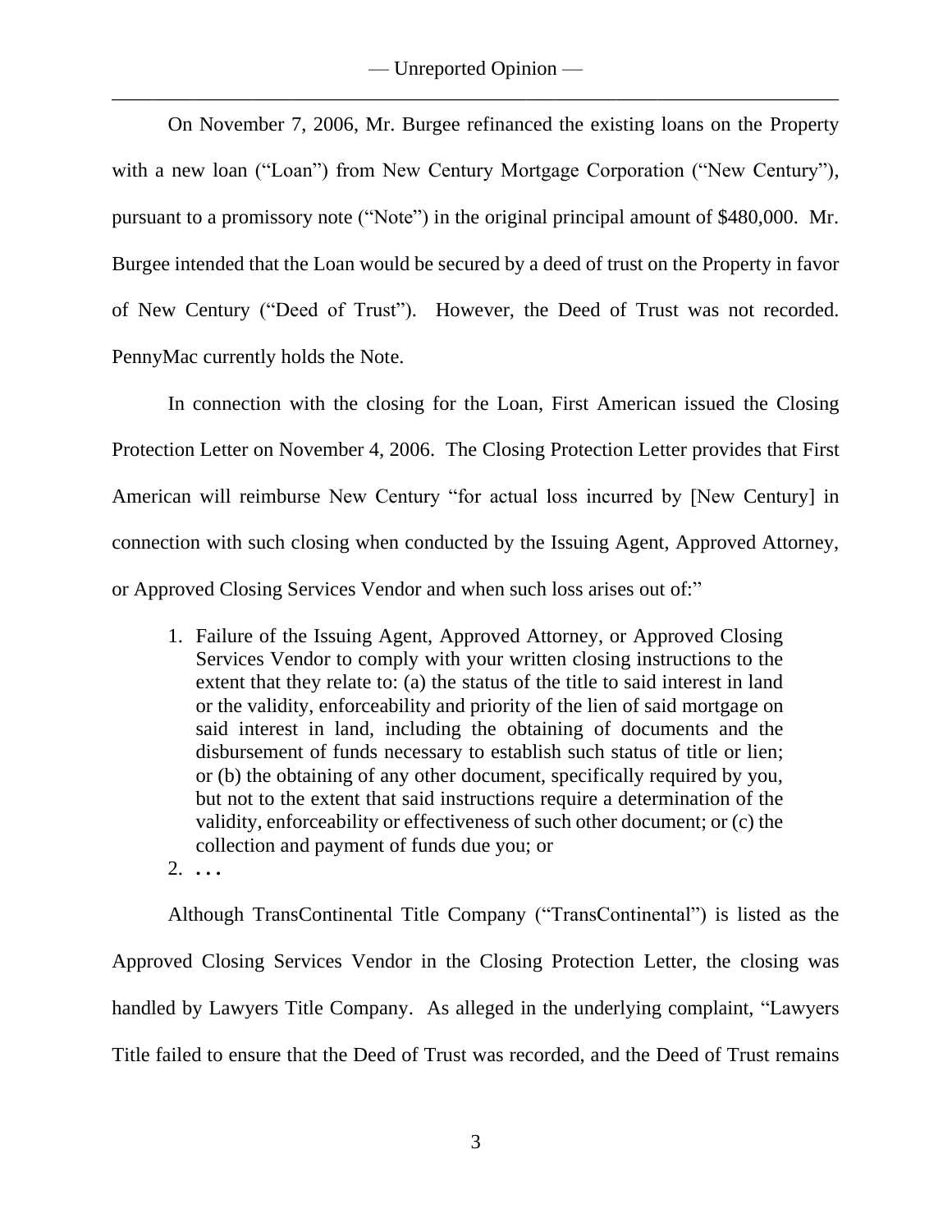On November 7, 2006, Mr. Burgee refinanced the existing loans on the Property with a new loan ("Loan") from New Century Mortgage Corporation ("New Century"), pursuant to a promissory note ("Note") in the original principal amount of $480,000. Mr. Burgee intended that the Loan would be secured by a deed of trust on the Property in favor of New Century ("Deed of Trust"). However, the Deed of Trust was not recorded. PennyMac currently holds the Note.

In connection with the closing for the Loan, First American issued the Closing Protection Letter on November 4, 2006. The Closing Protection Letter provides that First American will reimburse New Century "for actual loss incurred by [New Century] in connection with such closing when conducted by the Issuing Agent, Approved Attorney, or Approved Closing Services Vendor and when such loss arises out of:"

> 1. Failure of the Issuing Agent, Approved Attorney, or Approved Closing Services Vendor to comply with your written closing instructions to the extent that they relate to: (a) the status of the title to said interest in land or the validity, enforceability and priority of the lien of said mortgage on said interest in land, including the obtaining of documents and the disbursement of funds necessary to establish such status of title or lien; or (b) the obtaining of any other document, specifically required by you, but not to the extent that said instructions require a determination of the validity, enforceability or effectiveness of such other document; or (c) the collection and payment of funds due you; or
> 2. . . .

Although TransContinental Title Company ("TransContinental") is listed as the Approved Closing Services Vendor in the Closing Protection Letter, the closing was handled by Lawyers Title Company. As alleged in the underlying complaint, "Lawyers Title failed to ensure that the Deed of Trust was recorded, and the Deed of Trust remains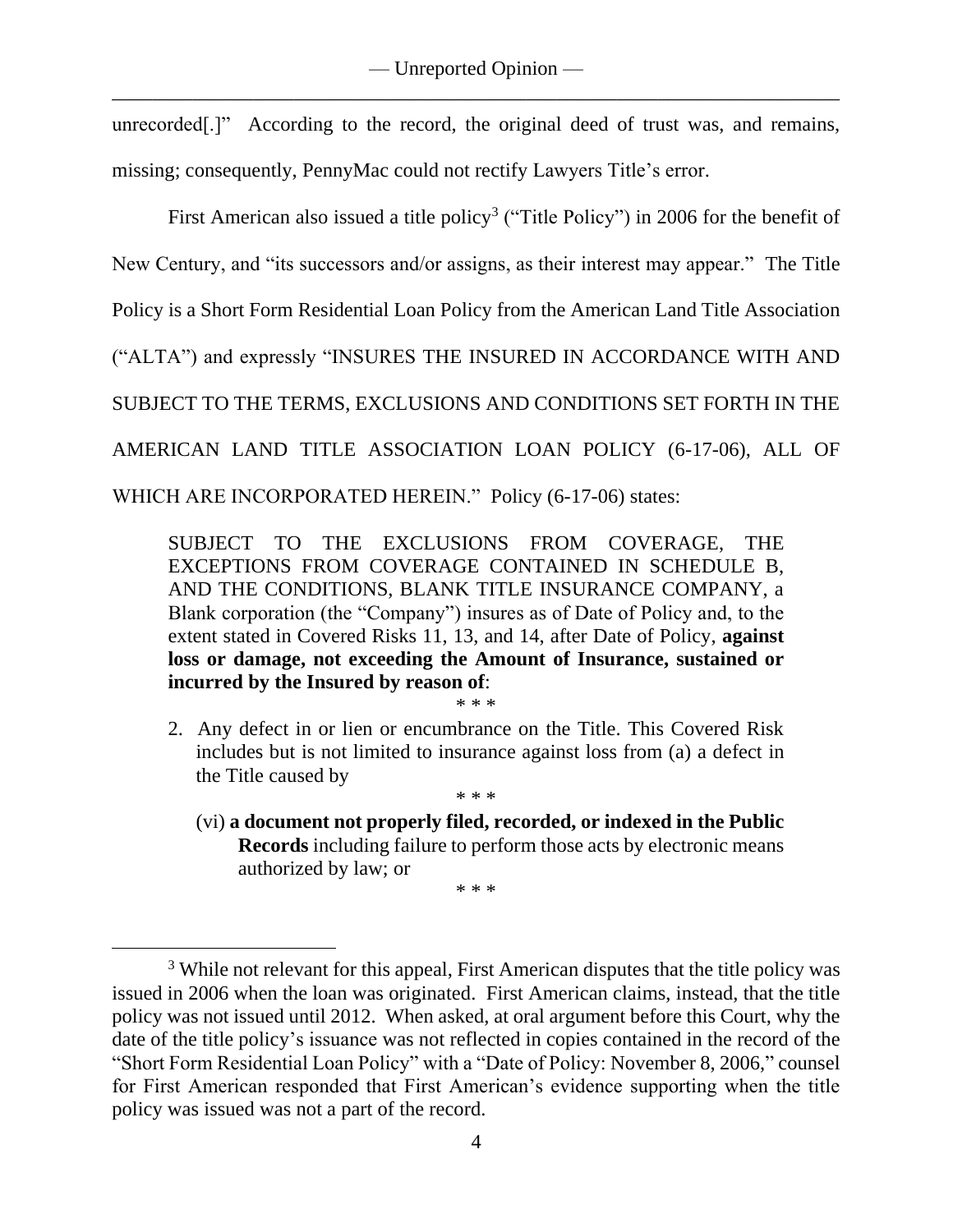unrecorded[.]" According to the record, the original deed of trust was, and remains, missing; consequently, PennyMac could not rectify Lawyers Title's error.

First American also issued a title policy[3] ("Title Policy") in 2006 for the benefit of New Century, and "its successors and/or assigns, as their interest may appear." The Title Policy is a Short Form Residential Loan Policy from the American Land Title Association ("ALTA") and expressly "INSURES THE INSURED IN ACCORDANCE WITH AND SUBJECT TO THE TERMS, EXCLUSIONS AND CONDITIONS SET FORTH IN THE AMERICAN LAND TITLE ASSOCIATION LOAN POLICY (6-17-06), ALL OF WHICH ARE INCORPORATED HEREIN." Policy (6-17-06) states:

> SUBJECT TO THE EXCLUSIONS FROM COVERAGE, THE EXCEPTIONS FROM COVERAGE CONTAINED IN SCHEDULE B, AND THE CONDITIONS, BLANK TITLE INSURANCE COMPANY, a Blank corporation (the "Company") insures as of Date of Policy and, to the extent stated in Covered Risks 11, 13, and 14, after Date of Policy, **against loss or damage, not exceeding the Amount of Insurance, sustained or incurred by the Insured by reason of**:
>
> \* \* \*
>
> 2. Any defect in or lien or encumbrance on the Title. This Covered Risk includes but is not limited to insurance against loss from (a) a defect in the Title caused by
>
> \* \* \*
>
>    (vi) **a document not properly filed, recorded, or indexed in the Public Records** including failure to perform those acts by electronic means authorized by law; or
>
> \* \* \*

[3] While not relevant for this appeal, First American disputes that the title policy was issued in 2006 when the loan was originated. First American claims, instead, that the title policy was not issued until 2012. When asked, at oral argument before this Court, why the date of the title policy's issuance was not reflected in copies contained in the record of the "Short Form Residential Loan Policy" with a "Date of Policy: November 8, 2006," counsel for First American responded that First American's evidence supporting when the title policy was issued was not a part of the record.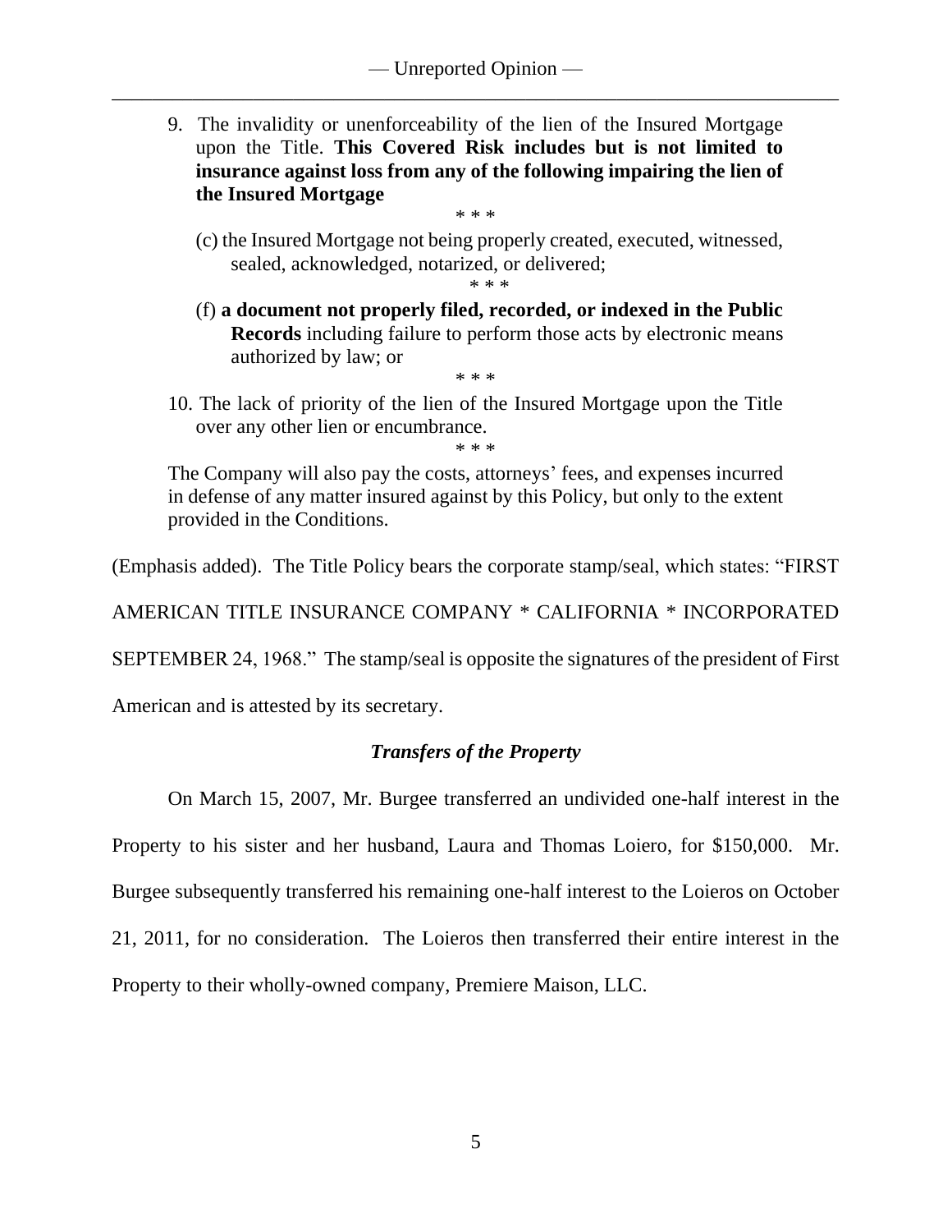9. The invalidity or unenforceability of the lien of the Insured Mortgage upon the Title. **This Covered Risk includes but is not limited to insurance against loss from any of the following impairing the lien of the Insured Mortgage**

   \* \* \*

   (c) the Insured Mortgage not being properly created, executed, witnessed, sealed, acknowledged, notarized, or delivered;

   \* \* \*

   (f) **a document not properly filed, recorded, or indexed in the Public Records** including failure to perform those acts by electronic means authorized by law; or

   \* \* \*

10. The lack of priority of the lien of the Insured Mortgage upon the Title over any other lien or encumbrance.

   \* \* \*

The Company will also pay the costs, attorneys' fees, and expenses incurred in defense of any matter insured against by this Policy, but only to the extent provided in the Conditions.

(Emphasis added). The Title Policy bears the corporate stamp/seal, which states: "FIRST AMERICAN TITLE INSURANCE COMPANY * CALIFORNIA * INCORPORATED SEPTEMBER 24, 1968." The stamp/seal is opposite the signatures of the president of First American and is attested by its secretary.

### *Transfers of the Property*

On March 15, 2007, Mr. Burgee transferred an undivided one-half interest in the Property to his sister and her husband, Laura and Thomas Loiero, for $150,000. Mr. Burgee subsequently transferred his remaining one-half interest to the Loieros on October 21, 2011, for no consideration. The Loieros then transferred their entire interest in the Property to their wholly-owned company, Premiere Maison, LLC.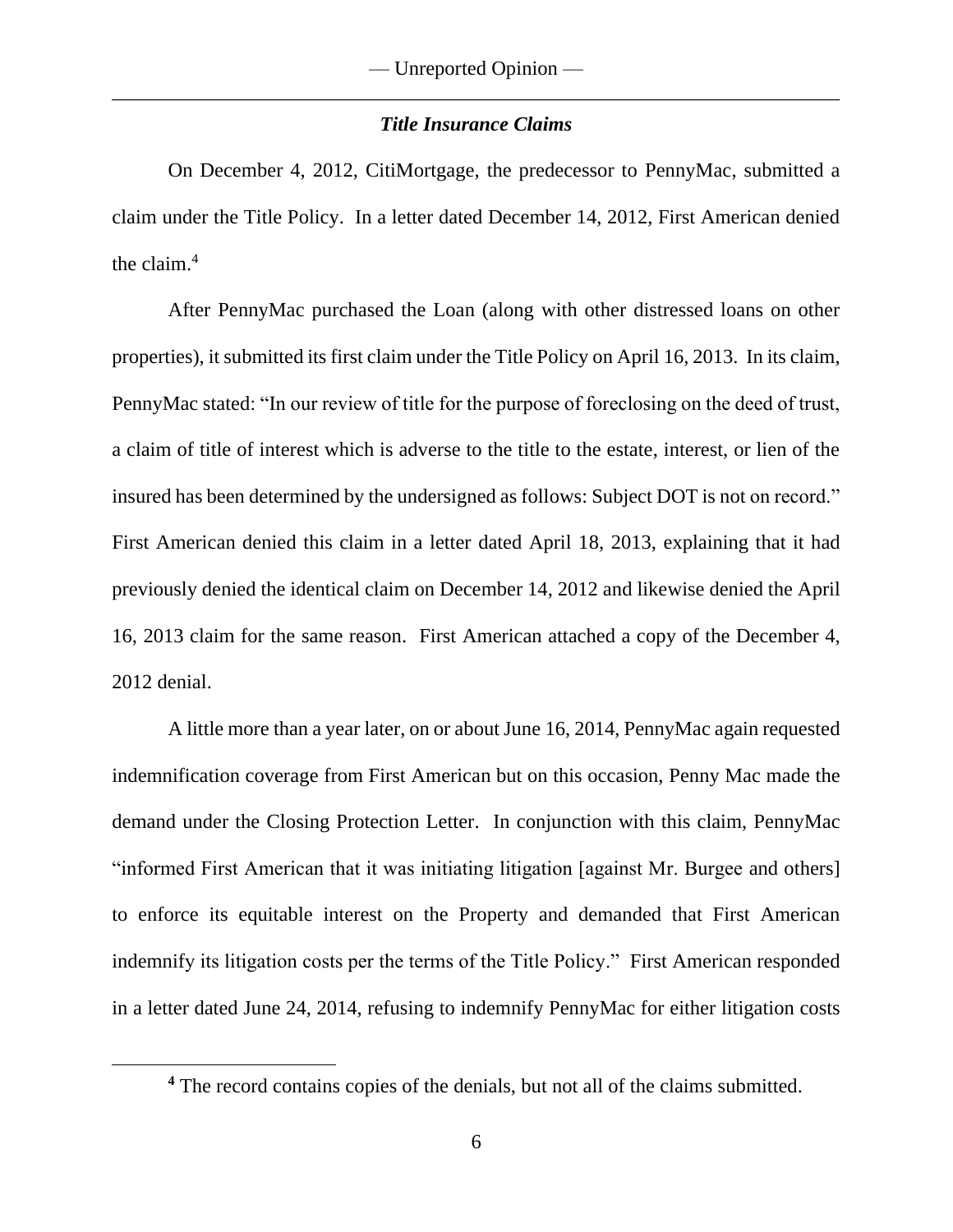### *Title Insurance Claims*

On December 4, 2012, CitiMortgage, the predecessor to PennyMac, submitted a claim under the Title Policy. In a letter dated December 14, 2012, First American denied the claim.[4]

After PennyMac purchased the Loan (along with other distressed loans on other properties), it submitted its first claim under the Title Policy on April 16, 2013. In its claim, PennyMac stated: "In our review of title for the purpose of foreclosing on the deed of trust, a claim of title of interest which is adverse to the title to the estate, interest, or lien of the insured has been determined by the undersigned as follows: Subject DOT is not on record." First American denied this claim in a letter dated April 18, 2013, explaining that it had previously denied the identical claim on December 14, 2012 and likewise denied the April 16, 2013 claim for the same reason. First American attached a copy of the December 4, 2012 denial.

A little more than a year later, on or about June 16, 2014, PennyMac again requested indemnification coverage from First American but on this occasion, Penny Mac made the demand under the Closing Protection Letter. In conjunction with this claim, PennyMac "informed First American that it was initiating litigation [against Mr. Burgee and others] to enforce its equitable interest on the Property and demanded that First American indemnify its litigation costs per the terms of the Title Policy." First American responded in a letter dated June 24, 2014, refusing to indemnify PennyMac for either litigation costs

[4] The record contains copies of the denials, but not all of the claims submitted.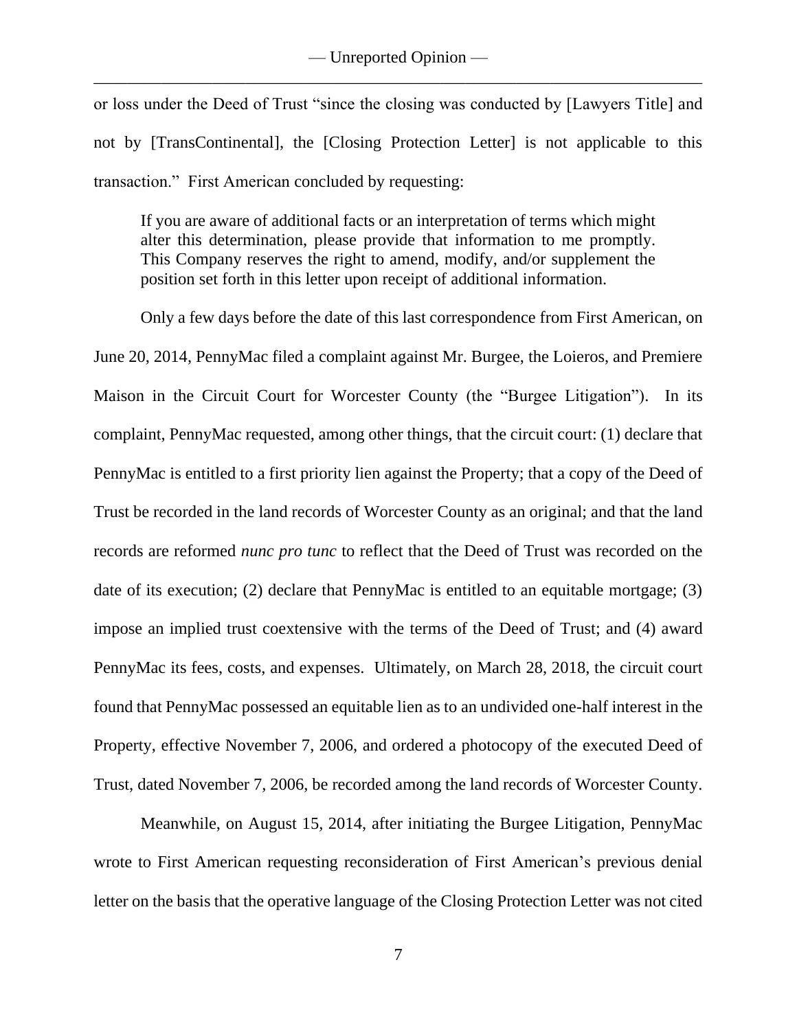or loss under the Deed of Trust "since the closing was conducted by [Lawyers Title] and not by [TransContinental], the [Closing Protection Letter] is not applicable to this transaction." First American concluded by requesting:

> If you are aware of additional facts or an interpretation of terms which might alter this determination, please provide that information to me promptly. This Company reserves the right to amend, modify, and/or supplement the position set forth in this letter upon receipt of additional information.

Only a few days before the date of this last correspondence from First American, on June 20, 2014, PennyMac filed a complaint against Mr. Burgee, the Loieros, and Premiere Maison in the Circuit Court for Worcester County (the "Burgee Litigation"). In its complaint, PennyMac requested, among other things, that the circuit court: (1) declare that PennyMac is entitled to a first priority lien against the Property; that a copy of the Deed of Trust be recorded in the land records of Worcester County as an original; and that the land records are reformed *nunc pro tunc* to reflect that the Deed of Trust was recorded on the date of its execution; (2) declare that PennyMac is entitled to an equitable mortgage; (3) impose an implied trust coextensive with the terms of the Deed of Trust; and (4) award PennyMac its fees, costs, and expenses. Ultimately, on March 28, 2018, the circuit court found that PennyMac possessed an equitable lien as to an undivided one-half interest in the Property, effective November 7, 2006, and ordered a photocopy of the executed Deed of Trust, dated November 7, 2006, be recorded among the land records of Worcester County.

Meanwhile, on August 15, 2014, after initiating the Burgee Litigation, PennyMac wrote to First American requesting reconsideration of First American's previous denial letter on the basis that the operative language of the Closing Protection Letter was not cited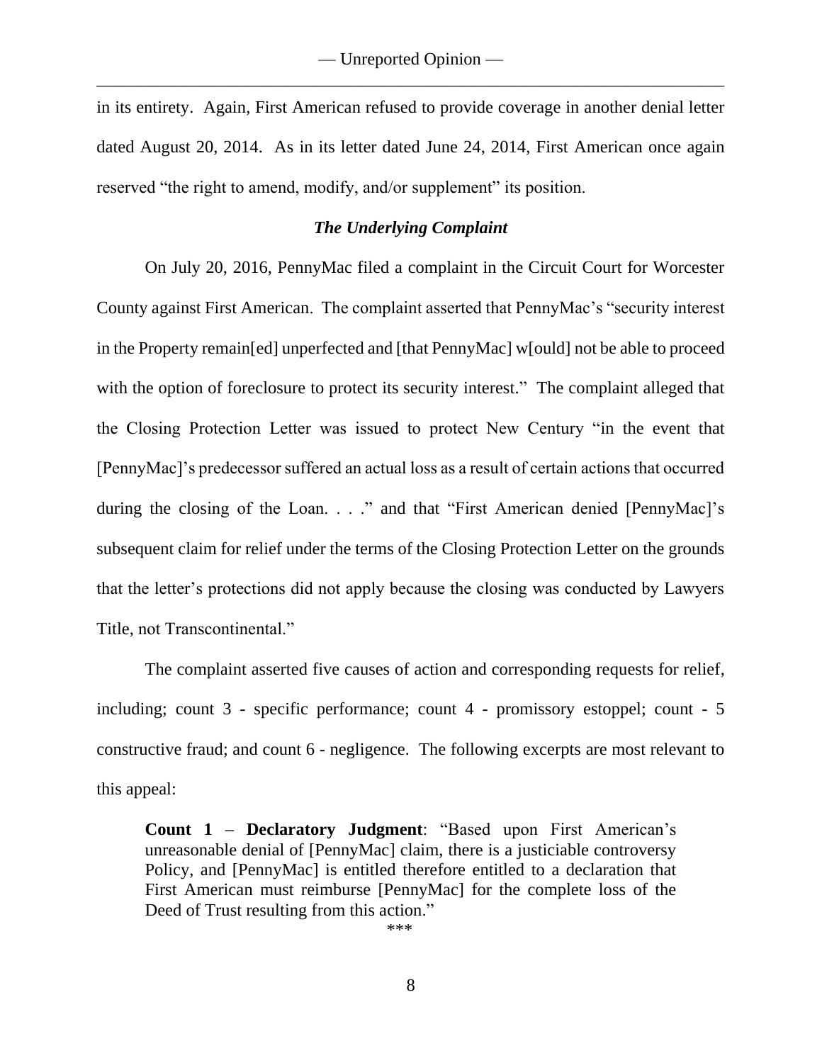in its entirety. Again, First American refused to provide coverage in another denial letter dated August 20, 2014. As in its letter dated June 24, 2014, First American once again reserved "the right to amend, modify, and/or supplement" its position.

### *The Underlying Complaint*

On July 20, 2016, PennyMac filed a complaint in the Circuit Court for Worcester County against First American. The complaint asserted that PennyMac's "security interest in the Property remain[ed] unperfected and [that PennyMac] w[ould] not be able to proceed with the option of foreclosure to protect its security interest." The complaint alleged that the Closing Protection Letter was issued to protect New Century "in the event that [PennyMac]'s predecessor suffered an actual loss as a result of certain actions that occurred during the closing of the Loan. . . ." and that "First American denied [PennyMac]'s subsequent claim for relief under the terms of the Closing Protection Letter on the grounds that the letter's protections did not apply because the closing was conducted by Lawyers Title, not Transcontinental."

The complaint asserted five causes of action and corresponding requests for relief, including; count 3 - specific performance; count 4 - promissory estoppel; count - 5 constructive fraud; and count 6 - negligence. The following excerpts are most relevant to this appeal:

> **Count 1 – Declaratory Judgment**: "Based upon First American's unreasonable denial of [PennyMac] claim, there is a justiciable controversy Policy, and [PennyMac] is entitled therefore entitled to a declaration that First American must reimburse [PennyMac] for the complete loss of the Deed of Trust resulting from this action."

\*\*\*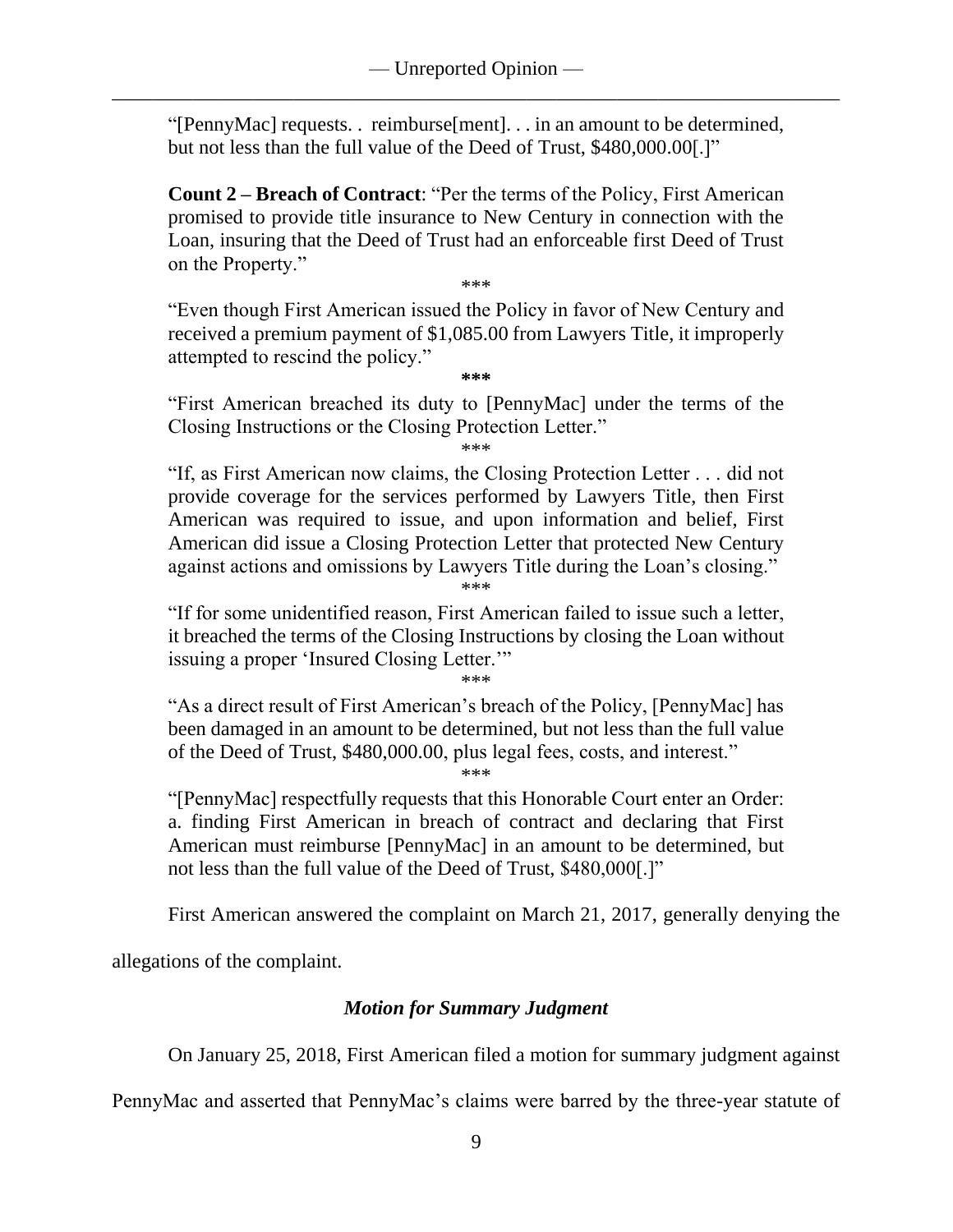"[PennyMac] requests. . reimburse[ment]. . . in an amount to be determined, but not less than the full value of the Deed of Trust, $480,000.00[.]"

**Count 2 – Breach of Contract**: "Per the terms of the Policy, First American promised to provide title insurance to New Century in connection with the Loan, insuring that the Deed of Trust had an enforceable first Deed of Trust on the Property."

\*\*\*

"Even though First American issued the Policy in favor of New Century and received a premium payment of $1,085.00 from Lawyers Title, it improperly attempted to rescind the policy."

**\*\*\***

"First American breached its duty to [PennyMac] under the terms of the Closing Instructions or the Closing Protection Letter."

\*\*\*

"If, as First American now claims, the Closing Protection Letter . . . did not provide coverage for the services performed by Lawyers Title, then First American was required to issue, and upon information and belief, First American did issue a Closing Protection Letter that protected New Century against actions and omissions by Lawyers Title during the Loan's closing."

\*\*\*

"If for some unidentified reason, First American failed to issue such a letter, it breached the terms of the Closing Instructions by closing the Loan without issuing a proper 'Insured Closing Letter.'"

\*\*\*

"As a direct result of First American's breach of the Policy, [PennyMac] has been damaged in an amount to be determined, but not less than the full value of the Deed of Trust, $480,000.00, plus legal fees, costs, and interest."

\*\*\*

"[PennyMac] respectfully requests that this Honorable Court enter an Order: a. finding First American in breach of contract and declaring that First American must reimburse [PennyMac] in an amount to be determined, but not less than the full value of the Deed of Trust, $480,000[.]"

First American answered the complaint on March 21, 2017, generally denying the allegations of the complaint.

### *Motion for Summary Judgment*

On January 25, 2018, First American filed a motion for summary judgment against PennyMac and asserted that PennyMac's claims were barred by the three-year statute of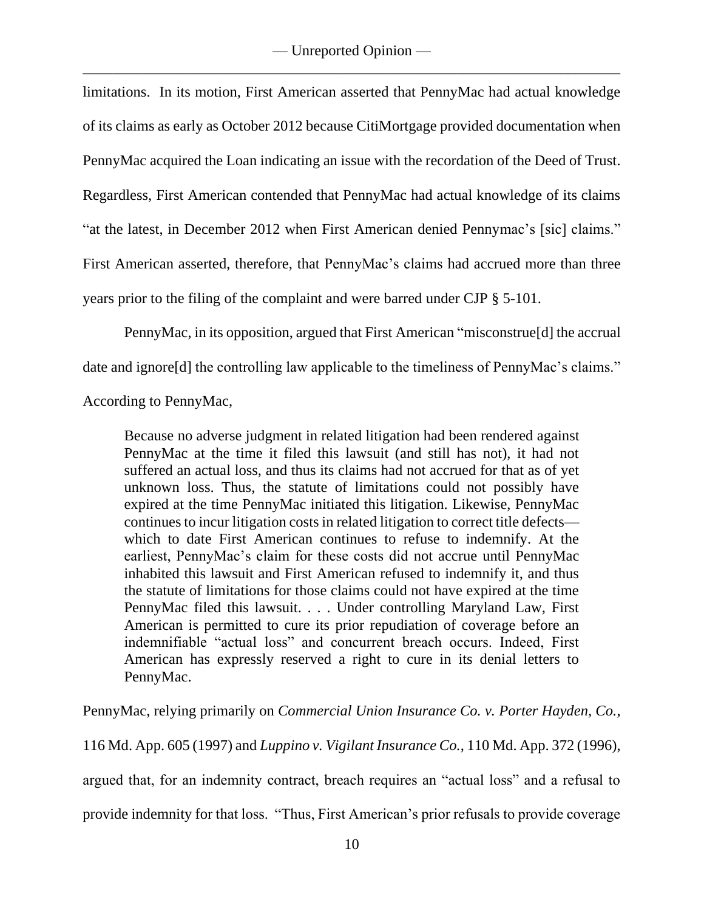limitations. In its motion, First American asserted that PennyMac had actual knowledge of its claims as early as October 2012 because CitiMortgage provided documentation when PennyMac acquired the Loan indicating an issue with the recordation of the Deed of Trust. Regardless, First American contended that PennyMac had actual knowledge of its claims "at the latest, in December 2012 when First American denied Pennymac's [sic] claims." First American asserted, therefore, that PennyMac's claims had accrued more than three years prior to the filing of the complaint and were barred under CJP § 5-101.

PennyMac, in its opposition, argued that First American "misconstrue[d] the accrual date and ignore[d] the controlling law applicable to the timeliness of PennyMac's claims." According to PennyMac,

> Because no adverse judgment in related litigation had been rendered against PennyMac at the time it filed this lawsuit (and still has not), it had not suffered an actual loss, and thus its claims had not accrued for that as of yet unknown loss. Thus, the statute of limitations could not possibly have expired at the time PennyMac initiated this litigation. Likewise, PennyMac continues to incur litigation costs in related litigation to correct title defects—which to date First American continues to refuse to indemnify. At the earliest, PennyMac's claim for these costs did not accrue until PennyMac inhabited this lawsuit and First American refused to indemnify it, and thus the statute of limitations for those claims could not have expired at the time PennyMac filed this lawsuit. . . . Under controlling Maryland Law, First American is permitted to cure its prior repudiation of coverage before an indemnifiable "actual loss" and concurrent breach occurs. Indeed, First American has expressly reserved a right to cure in its denial letters to PennyMac.

PennyMac, relying primarily on *Commercial Union Insurance Co. v. Porter Hayden, Co.*, 116 Md. App. 605 (1997) and *Luppino v. Vigilant Insurance Co.*, 110 Md. App. 372 (1996), argued that, for an indemnity contract, breach requires an "actual loss" and a refusal to provide indemnity for that loss. "Thus, First American's prior refusals to provide coverage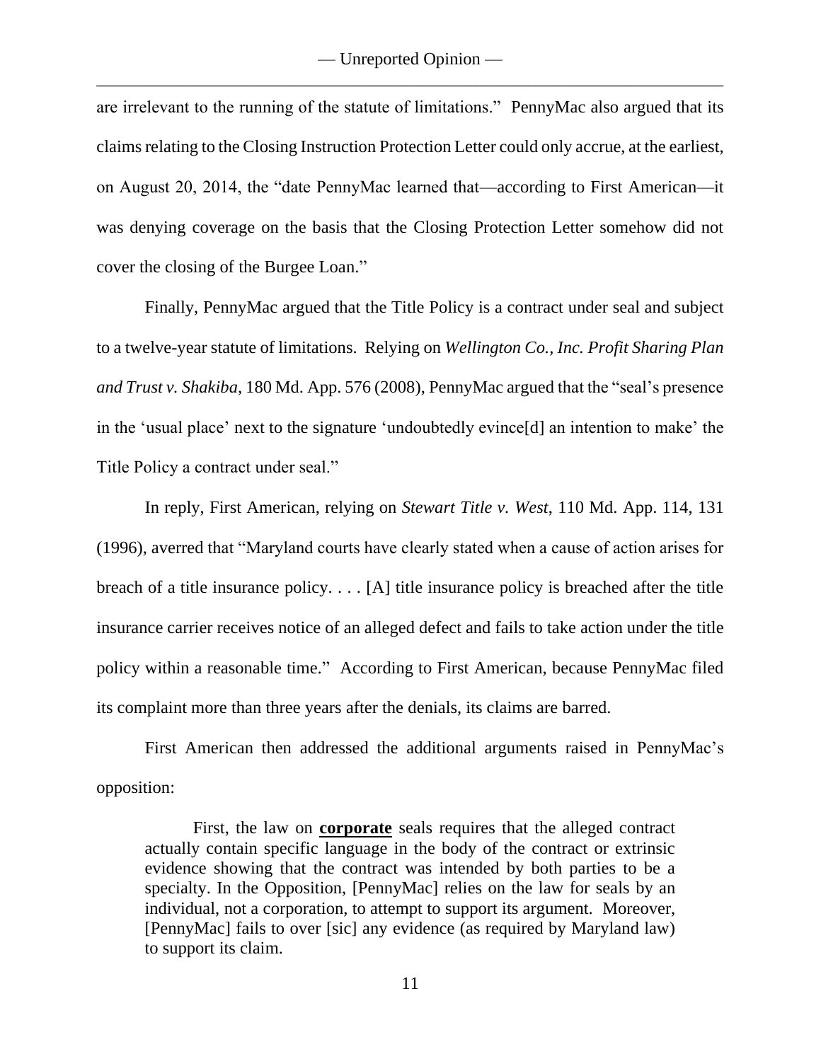are irrelevant to the running of the statute of limitations." PennyMac also argued that its claims relating to the Closing Instruction Protection Letter could only accrue, at the earliest, on August 20, 2014, the "date PennyMac learned that—according to First American—it was denying coverage on the basis that the Closing Protection Letter somehow did not cover the closing of the Burgee Loan."

Finally, PennyMac argued that the Title Policy is a contract under seal and subject to a twelve-year statute of limitations. Relying on *Wellington Co., Inc. Profit Sharing Plan and Trust v. Shakiba*, 180 Md. App. 576 (2008), PennyMac argued that the "seal's presence in the 'usual place' next to the signature 'undoubtedly evince[d] an intention to make' the Title Policy a contract under seal."

In reply, First American, relying on *Stewart Title v. West*, 110 Md. App. 114, 131 (1996), averred that "Maryland courts have clearly stated when a cause of action arises for breach of a title insurance policy. . . . [A] title insurance policy is breached after the title insurance carrier receives notice of an alleged defect and fails to take action under the title policy within a reasonable time." According to First American, because PennyMac filed its complaint more than three years after the denials, its claims are barred.

First American then addressed the additional arguments raised in PennyMac's opposition:

> First, the law on **corporate** seals requires that the alleged contract actually contain specific language in the body of the contract or extrinsic evidence showing that the contract was intended by both parties to be a specialty. In the Opposition, [PennyMac] relies on the law for seals by an individual, not a corporation, to attempt to support its argument. Moreover, [PennyMac] fails to over [sic] any evidence (as required by Maryland law) to support its claim.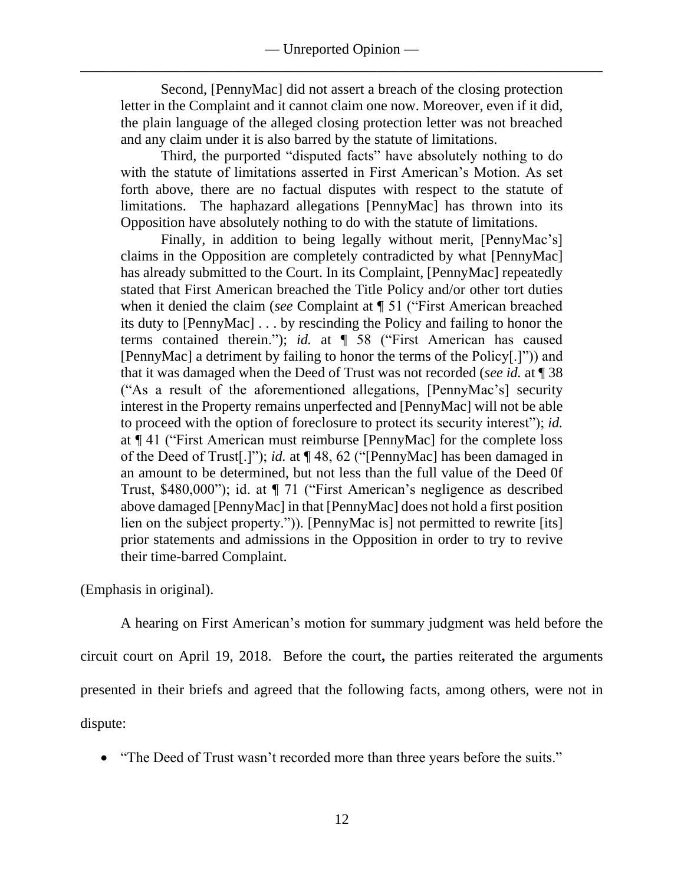> Second, [PennyMac] did not assert a breach of the closing protection letter in the Complaint and it cannot claim one now. Moreover, even if it did, the plain language of the alleged closing protection letter was not breached and any claim under it is also barred by the statute of limitations.
>
> Third, the purported "disputed facts" have absolutely nothing to do with the statute of limitations asserted in First American's Motion. As set forth above, there are no factual disputes with respect to the statute of limitations. The haphazard allegations [PennyMac] has thrown into its Opposition have absolutely nothing to do with the statute of limitations.
>
> Finally, in addition to being legally without merit, [PennyMac's] claims in the Opposition are completely contradicted by what [PennyMac] has already submitted to the Court. In its Complaint, [PennyMac] repeatedly stated that First American breached the Title Policy and/or other tort duties when it denied the claim (*see* Complaint at ¶ 51 ("First American breached its duty to [PennyMac] . . . by rescinding the Policy and failing to honor the terms contained therein."); *id.* at ¶ 58 ("First American has caused [PennyMac] a detriment by failing to honor the terms of the Policy[.]")) and that it was damaged when the Deed of Trust was not recorded (*see id.* at ¶ 38 ("As a result of the aforementioned allegations, [PennyMac's] security interest in the Property remains unperfected and [PennyMac] will not be able to proceed with the option of foreclosure to protect its security interest"); *id.* at ¶ 41 ("First American must reimburse [PennyMac] for the complete loss of the Deed of Trust[.]"); *id.* at ¶ 48, 62 ("[PennyMac] has been damaged in an amount to be determined, but not less than the full value of the Deed 0f Trust, $480,000"); id. at ¶ 71 ("First American's negligence as described above damaged [PennyMac] in that [PennyMac] does not hold a first position lien on the subject property.")). [PennyMac is] not permitted to rewrite [its] prior statements and admissions in the Opposition in order to try to revive their time-barred Complaint.

(Emphasis in original).

A hearing on First American's motion for summary judgment was held before the circuit court on April 19, 2018. Before the court**,** the parties reiterated the arguments presented in their briefs and agreed that the following facts, among others, were not in dispute:

- "The Deed of Trust wasn't recorded more than three years before the suits."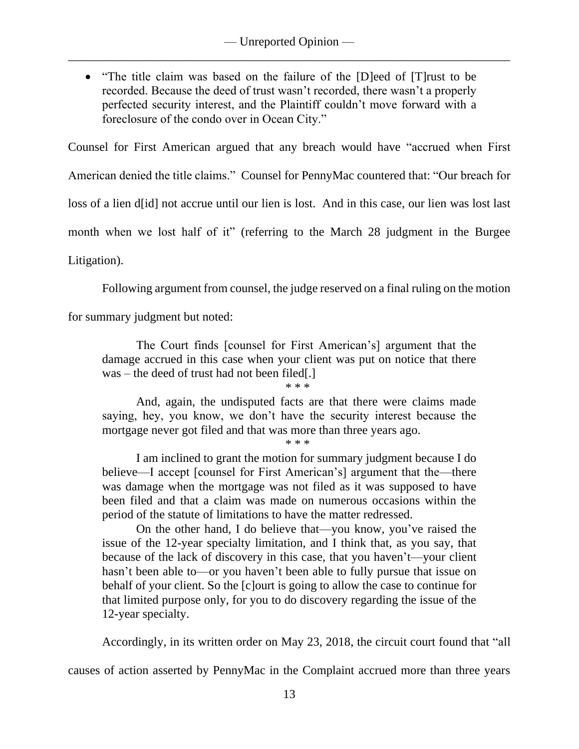- "The title claim was based on the failure of the [D]eed of [T]rust to be recorded. Because the deed of trust wasn't recorded, there wasn't a properly perfected security interest, and the Plaintiff couldn't move forward with a foreclosure of the condo over in Ocean City."

Counsel for First American argued that any breach would have "accrued when First American denied the title claims." Counsel for PennyMac countered that: "Our breach for loss of a lien d[id] not accrue until our lien is lost. And in this case, our lien was lost last month when we lost half of it" (referring to the March 28 judgment in the Burgee Litigation).

Following argument from counsel, the judge reserved on a final ruling on the motion for summary judgment but noted:

> The Court finds [counsel for First American's] argument that the damage accrued in this case when your client was put on notice that there was – the deed of trust had not been filed[.]
>
> \* \* \*
>
> And, again, the undisputed facts are that there were claims made saying, hey, you know, we don't have the security interest because the mortgage never got filed and that was more than three years ago.
>
> \* \* \*
>
> I am inclined to grant the motion for summary judgment because I do believe—I accept [counsel for First American's] argument that the—there was damage when the mortgage was not filed as it was supposed to have been filed and that a claim was made on numerous occasions within the period of the statute of limitations to have the matter redressed.
>
> On the other hand, I do believe that—you know, you've raised the issue of the 12-year specialty limitation, and I think that, as you say, that because of the lack of discovery in this case, that you haven't—your client hasn't been able to—or you haven't been able to fully pursue that issue on behalf of your client. So the [c]ourt is going to allow the case to continue for that limited purpose only, for you to do discovery regarding the issue of the 12-year specialty.

Accordingly, in its written order on May 23, 2018, the circuit court found that "all causes of action asserted by PennyMac in the Complaint accrued more than three years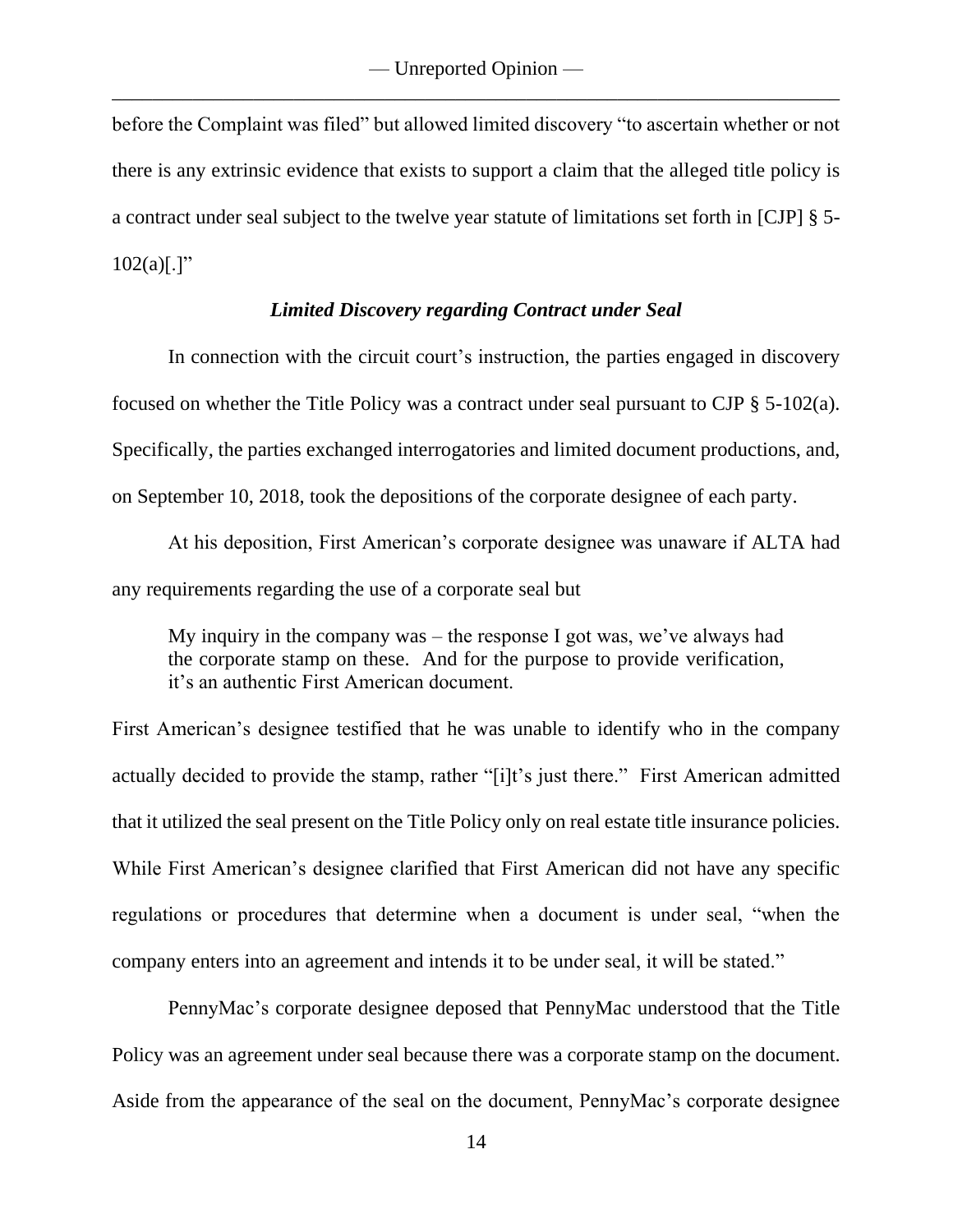before the Complaint was filed" but allowed limited discovery "to ascertain whether or not there is any extrinsic evidence that exists to support a claim that the alleged title policy is a contract under seal subject to the twelve year statute of limitations set forth in [CJP] § 5-102(a)[.]"

### *Limited Discovery regarding Contract under Seal*

In connection with the circuit court's instruction, the parties engaged in discovery focused on whether the Title Policy was a contract under seal pursuant to CJP § 5-102(a). Specifically, the parties exchanged interrogatories and limited document productions, and, on September 10, 2018, took the depositions of the corporate designee of each party.

At his deposition, First American's corporate designee was unaware if ALTA had any requirements regarding the use of a corporate seal but

> My inquiry in the company was – the response I got was, we've always had the corporate stamp on these. And for the purpose to provide verification, it's an authentic First American document.

First American's designee testified that he was unable to identify who in the company actually decided to provide the stamp, rather "[i]t's just there." First American admitted that it utilized the seal present on the Title Policy only on real estate title insurance policies. While First American's designee clarified that First American did not have any specific regulations or procedures that determine when a document is under seal, "when the company enters into an agreement and intends it to be under seal, it will be stated."

PennyMac's corporate designee deposed that PennyMac understood that the Title Policy was an agreement under seal because there was a corporate stamp on the document. Aside from the appearance of the seal on the document, PennyMac's corporate designee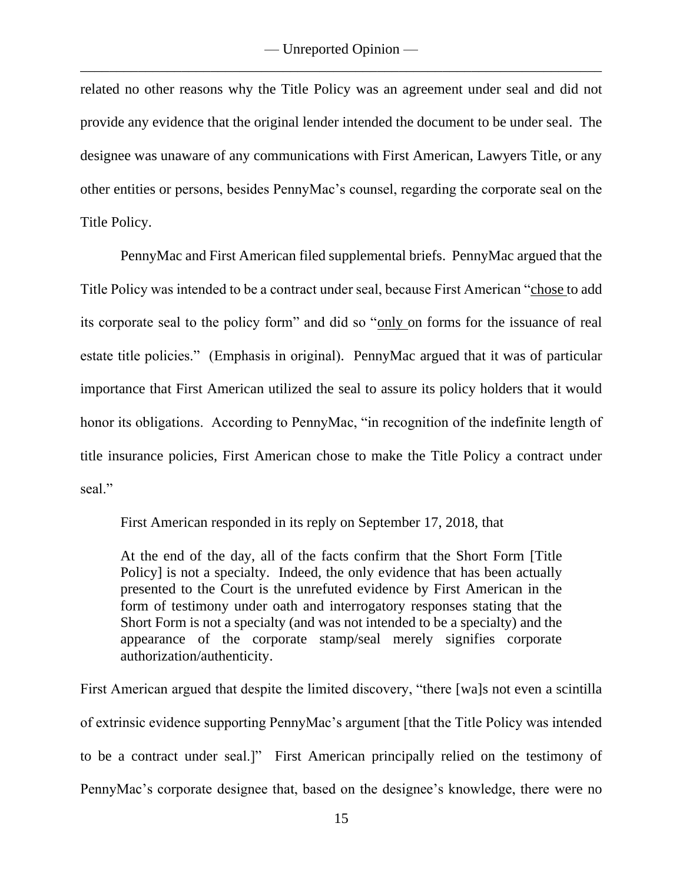related no other reasons why the Title Policy was an agreement under seal and did not provide any evidence that the original lender intended the document to be under seal. The designee was unaware of any communications with First American, Lawyers Title, or any other entities or persons, besides PennyMac's counsel, regarding the corporate seal on the Title Policy.

PennyMac and First American filed supplemental briefs. PennyMac argued that the Title Policy was intended to be a contract under seal, because First American "<u>chose</u> to add its corporate seal to the policy form" and did so "<u>only</u> on forms for the issuance of real estate title policies." (Emphasis in original). PennyMac argued that it was of particular importance that First American utilized the seal to assure its policy holders that it would honor its obligations. According to PennyMac, "in recognition of the indefinite length of title insurance policies, First American chose to make the Title Policy a contract under seal."

First American responded in its reply on September 17, 2018, that

> At the end of the day, all of the facts confirm that the Short Form [Title Policy] is not a specialty. Indeed, the only evidence that has been actually presented to the Court is the unrefuted evidence by First American in the form of testimony under oath and interrogatory responses stating that the Short Form is not a specialty (and was not intended to be a specialty) and the appearance of the corporate stamp/seal merely signifies corporate authorization/authenticity.

First American argued that despite the limited discovery, "there [wa]s not even a scintilla of extrinsic evidence supporting PennyMac's argument [that the Title Policy was intended to be a contract under seal.]" First American principally relied on the testimony of PennyMac's corporate designee that, based on the designee's knowledge, there were no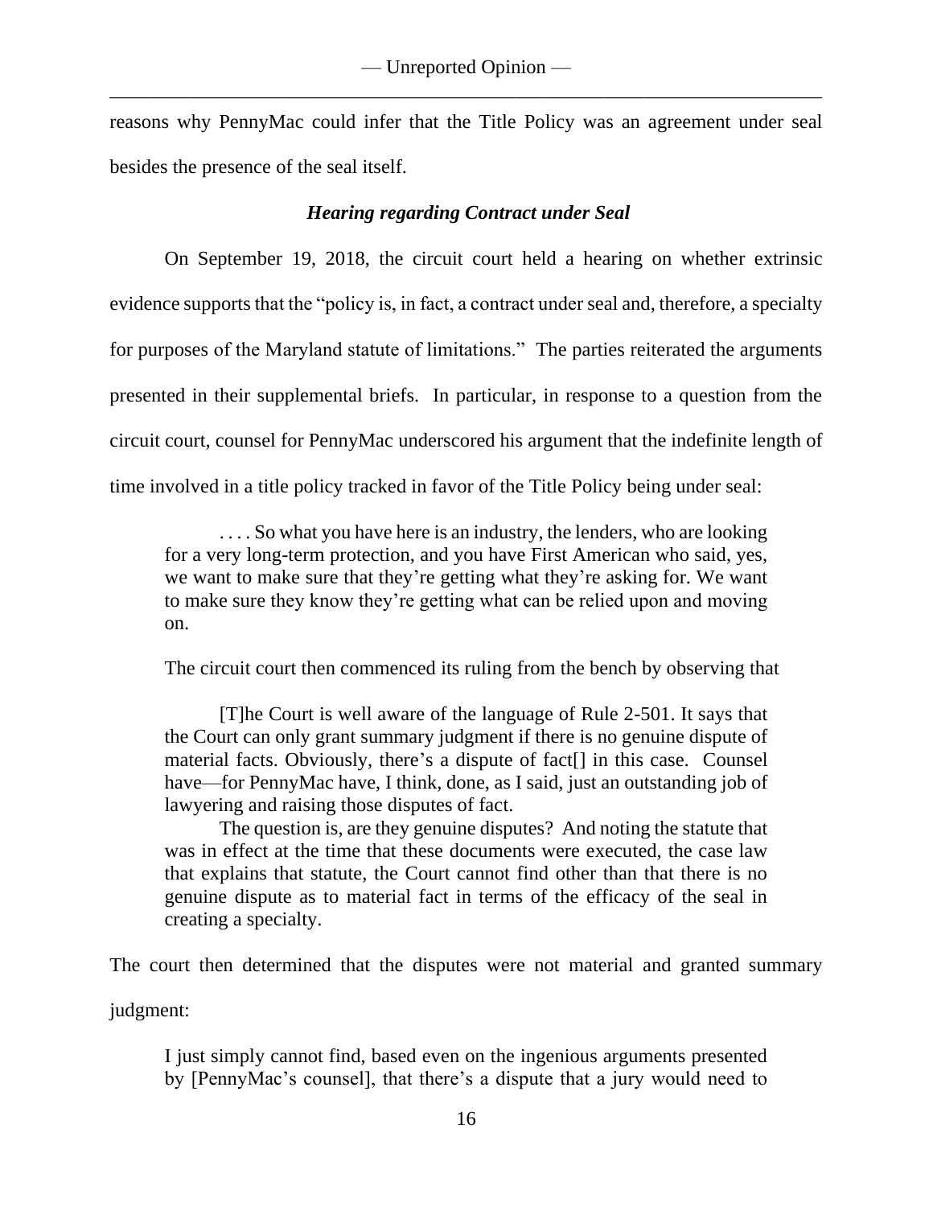reasons why PennyMac could infer that the Title Policy was an agreement under seal besides the presence of the seal itself.

### *Hearing regarding Contract under Seal*

On September 19, 2018, the circuit court held a hearing on whether extrinsic evidence supports that the "policy is, in fact, a contract under seal and, therefore, a specialty for purposes of the Maryland statute of limitations." The parties reiterated the arguments presented in their supplemental briefs. In particular, in response to a question from the circuit court, counsel for PennyMac underscored his argument that the indefinite length of time involved in a title policy tracked in favor of the Title Policy being under seal:

> . . . . So what you have here is an industry, the lenders, who are looking for a very long-term protection, and you have First American who said, yes, we want to make sure that they're getting what they're asking for. We want to make sure they know they're getting what can be relied upon and moving on.

The circuit court then commenced its ruling from the bench by observing that

> [T]he Court is well aware of the language of Rule 2-501. It says that the Court can only grant summary judgment if there is no genuine dispute of material facts. Obviously, there's a dispute of fact[] in this case. Counsel have—for PennyMac have, I think, done, as I said, just an outstanding job of lawyering and raising those disputes of fact.
>
> The question is, are they genuine disputes? And noting the statute that was in effect at the time that these documents were executed, the case law that explains that statute, the Court cannot find other than that there is no genuine dispute as to material fact in terms of the efficacy of the seal in creating a specialty.

The court then determined that the disputes were not material and granted summary judgment:

> I just simply cannot find, based even on the ingenious arguments presented by [PennyMac's counsel], that there's a dispute that a jury would need to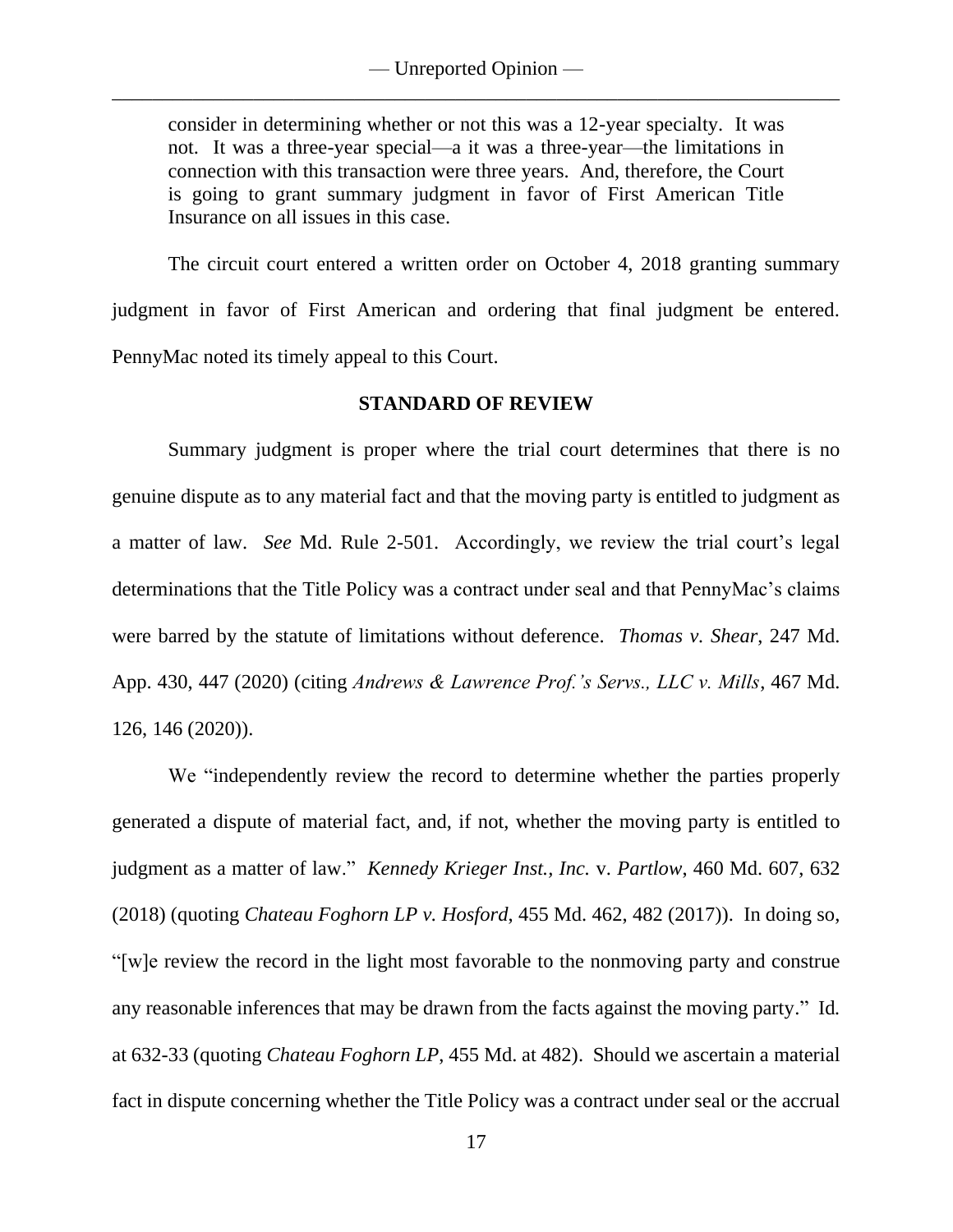> consider in determining whether or not this was a 12-year specialty. It was not. It was a three-year special—a it was a three-year—the limitations in connection with this transaction were three years. And, therefore, the Court is going to grant summary judgment in favor of First American Title Insurance on all issues in this case.

The circuit court entered a written order on October 4, 2018 granting summary judgment in favor of First American and ordering that final judgment be entered. PennyMac noted its timely appeal to this Court.

**STANDARD OF REVIEW**

Summary judgment is proper where the trial court determines that there is no genuine dispute as to any material fact and that the moving party is entitled to judgment as a matter of law. *See* Md. Rule 2-501. Accordingly, we review the trial court's legal determinations that the Title Policy was a contract under seal and that PennyMac's claims were barred by the statute of limitations without deference. *Thomas v. Shear*, 247 Md. App. 430, 447 (2020) (citing *Andrews & Lawrence Prof.'s Servs., LLC v. Mills*, 467 Md. 126, 146 (2020)).

We "independently review the record to determine whether the parties properly generated a dispute of material fact, and, if not, whether the moving party is entitled to judgment as a matter of law." *Kennedy Krieger Inst., Inc.* v. *Partlow*, 460 Md. 607, 632 (2018) (quoting *Chateau Foghorn LP v. Hosford*, 455 Md. 462, 482 (2017)). In doing so, "[w]e review the record in the light most favorable to the nonmoving party and construe any reasonable inferences that may be drawn from the facts against the moving party." Id. at 632-33 (quoting *Chateau Foghorn LP*, 455 Md. at 482). Should we ascertain a material fact in dispute concerning whether the Title Policy was a contract under seal or the accrual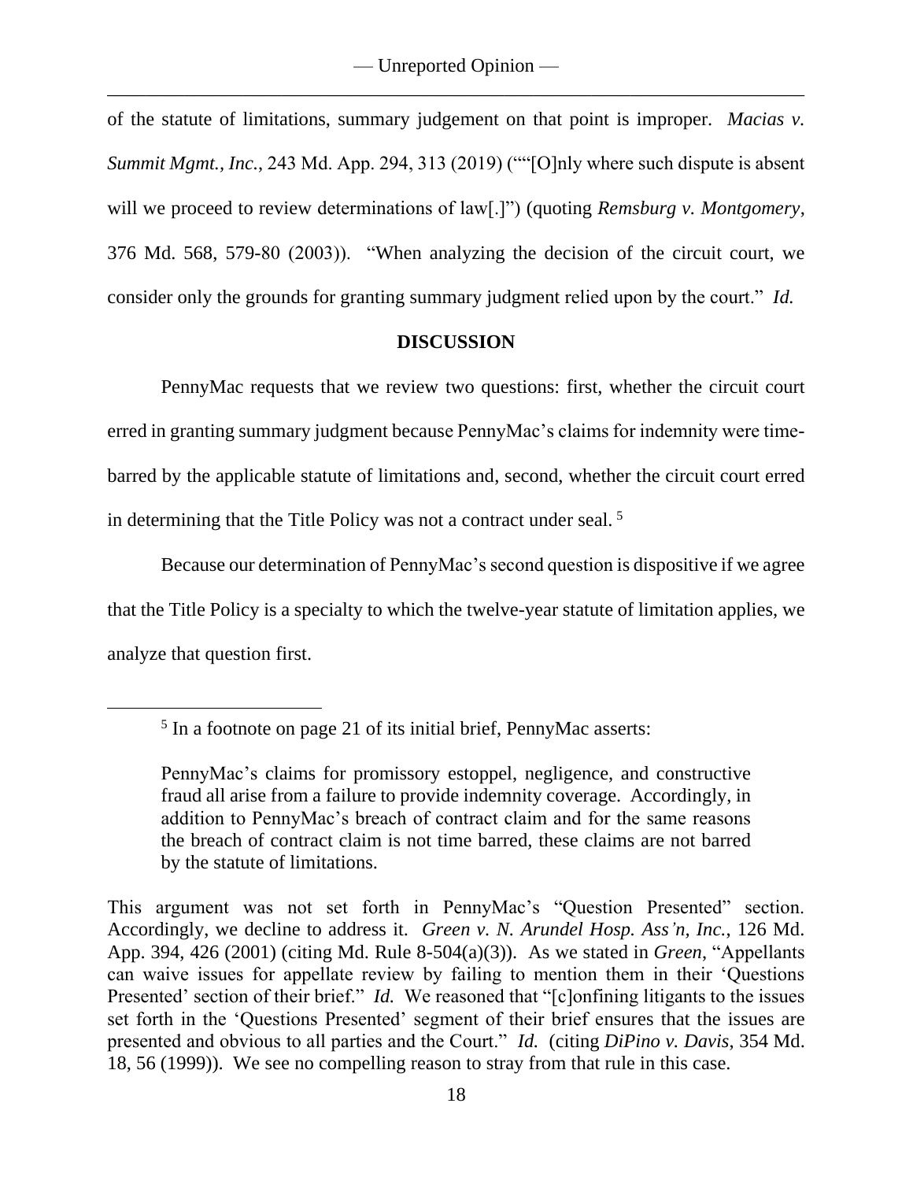of the statute of limitations, summary judgement on that point is improper. *Macias v. Summit Mgmt., Inc.*, 243 Md. App. 294, 313 (2019) (""[O]nly where such dispute is absent will we proceed to review determinations of law[.]") (quoting *Remsburg v. Montgomery*, 376 Md. 568, 579-80 (2003)). "When analyzing the decision of the circuit court, we consider only the grounds for granting summary judgment relied upon by the court." *Id.*

## DISCUSSION

PennyMac requests that we review two questions: first, whether the circuit court erred in granting summary judgment because PennyMac's claims for indemnity were time-barred by the applicable statute of limitations and, second, whether the circuit court erred in determining that the Title Policy was not a contract under seal. [5]

Because our determination of PennyMac's second question is dispositive if we agree that the Title Policy is a specialty to which the twelve-year statute of limitation applies, we analyze that question first.

---

[5] In a footnote on page 21 of its initial brief, PennyMac asserts:

> PennyMac's claims for promissory estoppel, negligence, and constructive fraud all arise from a failure to provide indemnity coverage. Accordingly, in addition to PennyMac's breach of contract claim and for the same reasons the breach of contract claim is not time barred, these claims are not barred by the statute of limitations.

This argument was not set forth in PennyMac's "Question Presented" section. Accordingly, we decline to address it. *Green v. N. Arundel Hosp. Ass'n, Inc.*, 126 Md. App. 394, 426 (2001) (citing Md. Rule 8-504(a)(3)). As we stated in *Green*, "Appellants can waive issues for appellate review by failing to mention them in their 'Questions Presented' section of their brief." *Id.* We reasoned that "[c]onfining litigants to the issues set forth in the 'Questions Presented' segment of their brief ensures that the issues are presented and obvious to all parties and the Court." *Id.* (citing *DiPino v. Davis*, 354 Md. 18, 56 (1999)). We see no compelling reason to stray from that rule in this case.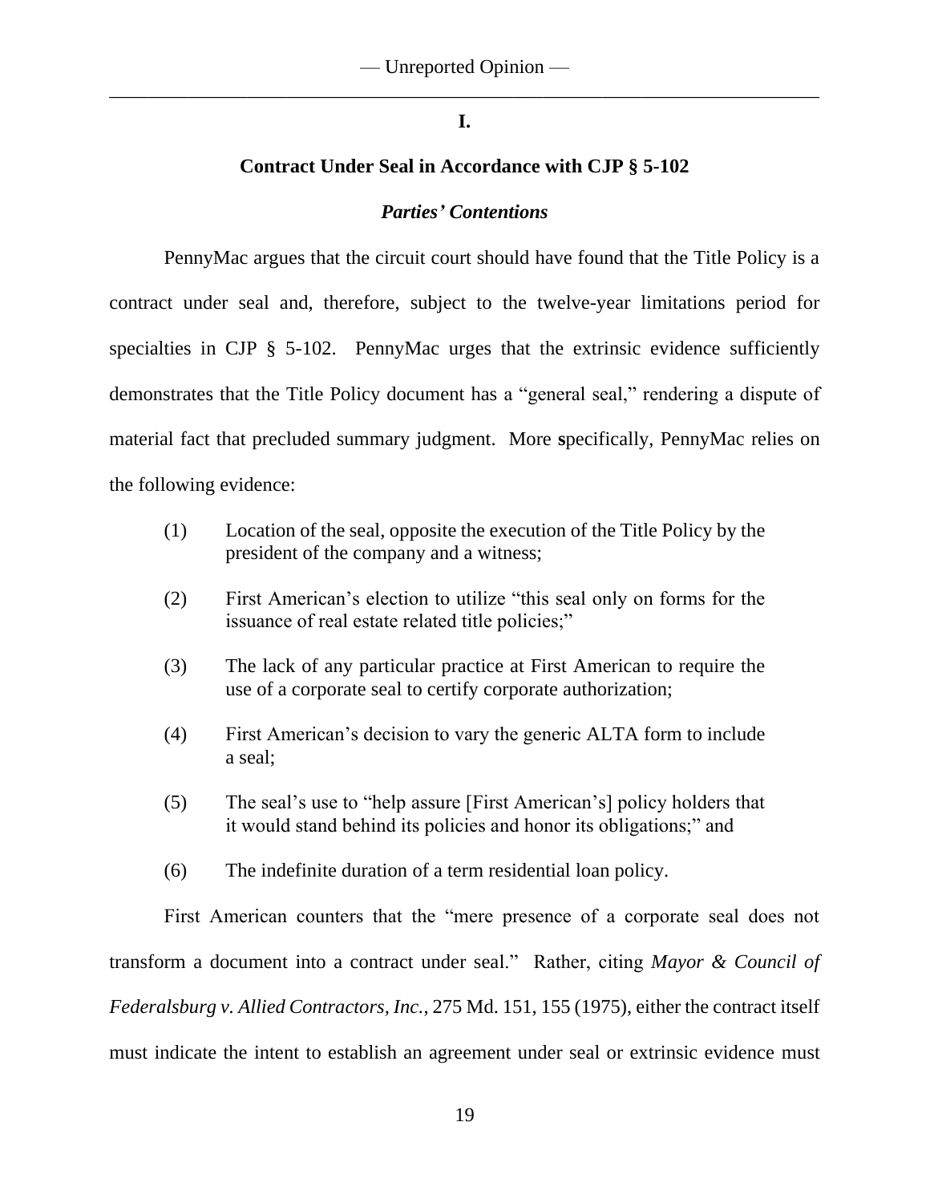## I.

### Contract Under Seal in Accordance with CJP § 5-102

#### *Parties' Contentions*

PennyMac argues that the circuit court should have found that the Title Policy is a contract under seal and, therefore, subject to the twelve-year limitations period for specialties in CJP § 5-102. PennyMac urges that the extrinsic evidence sufficiently demonstrates that the Title Policy document has a "general seal," rendering a dispute of material fact that precluded summary judgment. More specifically, PennyMac relies on the following evidence:

(1) Location of the seal, opposite the execution of the Title Policy by the president of the company and a witness;

(2) First American's election to utilize "this seal only on forms for the issuance of real estate related title policies;"

(3) The lack of any particular practice at First American to require the use of a corporate seal to certify corporate authorization;

(4) First American's decision to vary the generic ALTA form to include a seal;

(5) The seal's use to "help assure [First American's] policy holders that it would stand behind its policies and honor its obligations;" and

(6) The indefinite duration of a term residential loan policy.

First American counters that the "mere presence of a corporate seal does not transform a document into a contract under seal." Rather, citing *Mayor & Council of Federalsburg v. Allied Contractors, Inc.*, 275 Md. 151, 155 (1975), either the contract itself must indicate the intent to establish an agreement under seal or extrinsic evidence must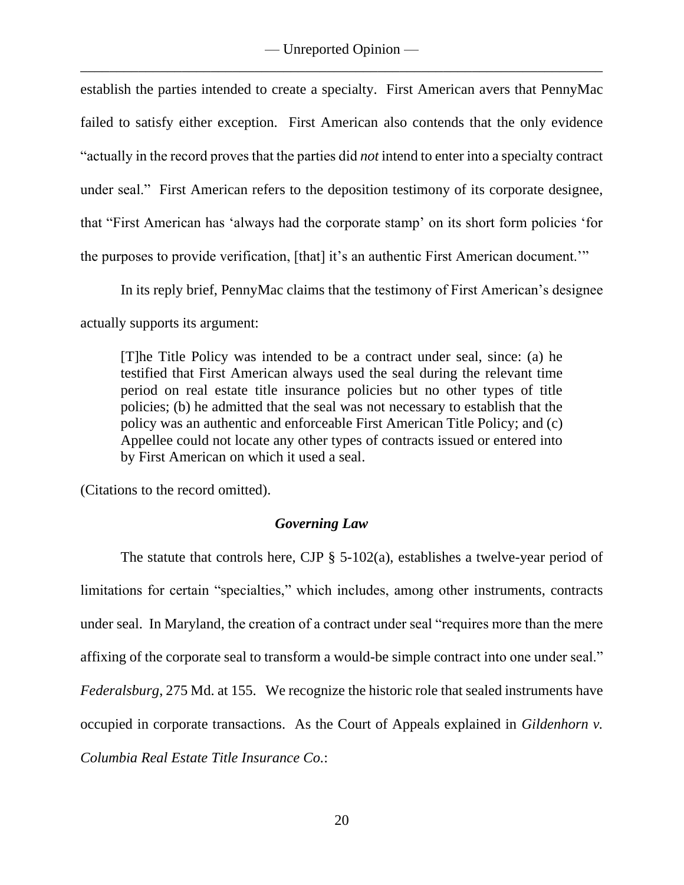establish the parties intended to create a specialty. First American avers that PennyMac failed to satisfy either exception. First American also contends that the only evidence "actually in the record proves that the parties did *not* intend to enter into a specialty contract under seal." First American refers to the deposition testimony of its corporate designee, that "First American has 'always had the corporate stamp' on its short form policies 'for the purposes to provide verification, [that] it's an authentic First American document.'"

In its reply brief, PennyMac claims that the testimony of First American's designee actually supports its argument:

> [T]he Title Policy was intended to be a contract under seal, since: (a) he testified that First American always used the seal during the relevant time period on real estate title insurance policies but no other types of title policies; (b) he admitted that the seal was not necessary to establish that the policy was an authentic and enforceable First American Title Policy; and (c) Appellee could not locate any other types of contracts issued or entered into by First American on which it used a seal.

(Citations to the record omitted).

### *Governing Law*

The statute that controls here, CJP § 5-102(a), establishes a twelve-year period of limitations for certain "specialties," which includes, among other instruments, contracts under seal. In Maryland, the creation of a contract under seal "requires more than the mere affixing of the corporate seal to transform a would-be simple contract into one under seal." *Federalsburg*, 275 Md. at 155. We recognize the historic role that sealed instruments have occupied in corporate transactions. As the Court of Appeals explained in *Gildenhorn v. Columbia Real Estate Title Insurance Co.*: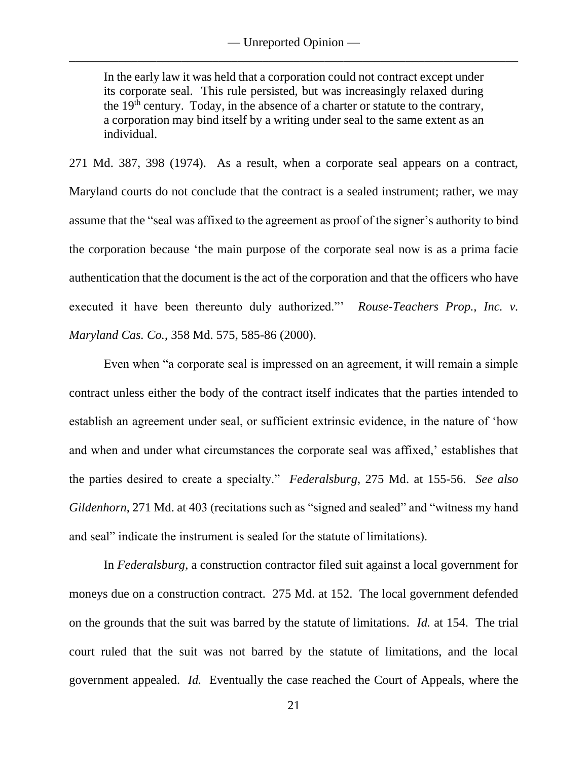> In the early law it was held that a corporation could not contract except under its corporate seal. This rule persisted, but was increasingly relaxed during the 19th century. Today, in the absence of a charter or statute to the contrary, a corporation may bind itself by a writing under seal to the same extent as an individual.

271 Md. 387, 398 (1974). As a result, when a corporate seal appears on a contract, Maryland courts do not conclude that the contract is a sealed instrument; rather, we may assume that the "seal was affixed to the agreement as proof of the signer's authority to bind the corporation because 'the main purpose of the corporate seal now is as a prima facie authentication that the document is the act of the corporation and that the officers who have executed it have been thereunto duly authorized."' *Rouse-Teachers Prop., Inc. v. Maryland Cas. Co.*, 358 Md. 575, 585-86 (2000).

Even when "a corporate seal is impressed on an agreement, it will remain a simple contract unless either the body of the contract itself indicates that the parties intended to establish an agreement under seal, or sufficient extrinsic evidence, in the nature of 'how and when and under what circumstances the corporate seal was affixed,' establishes that the parties desired to create a specialty." *Federalsburg,* 275 Md. at 155-56. *See also Gildenhorn,* 271 Md. at 403 (recitations such as "signed and sealed" and "witness my hand and seal" indicate the instrument is sealed for the statute of limitations).

In *Federalsburg,* a construction contractor filed suit against a local government for moneys due on a construction contract. 275 Md. at 152. The local government defended on the grounds that the suit was barred by the statute of limitations. *Id.* at 154. The trial court ruled that the suit was not barred by the statute of limitations, and the local government appealed. *Id.* Eventually the case reached the Court of Appeals, where the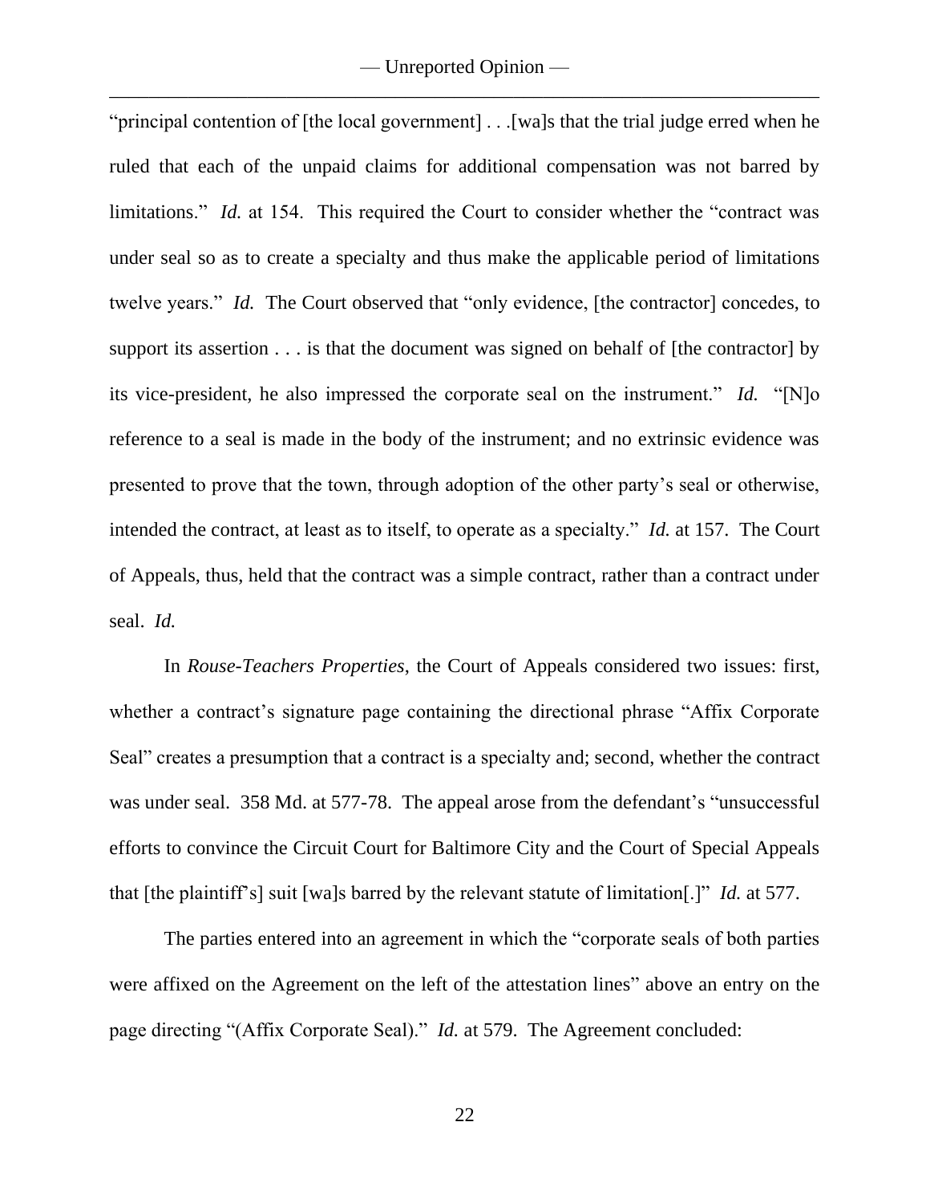"principal contention of [the local government] . . .[wa]s that the trial judge erred when he ruled that each of the unpaid claims for additional compensation was not barred by limitations." *Id.* at 154. This required the Court to consider whether the "contract was under seal so as to create a specialty and thus make the applicable period of limitations twelve years." *Id.* The Court observed that "only evidence, [the contractor] concedes, to support its assertion . . . is that the document was signed on behalf of [the contractor] by its vice-president, he also impressed the corporate seal on the instrument." *Id.* "[N]o reference to a seal is made in the body of the instrument; and no extrinsic evidence was presented to prove that the town, through adoption of the other party's seal or otherwise, intended the contract, at least as to itself, to operate as a specialty." *Id.* at 157. The Court of Appeals, thus, held that the contract was a simple contract, rather than a contract under seal. *Id.*

In *Rouse-Teachers Properties*, the Court of Appeals considered two issues: first, whether a contract's signature page containing the directional phrase "Affix Corporate Seal" creates a presumption that a contract is a specialty and; second, whether the contract was under seal. 358 Md. at 577-78. The appeal arose from the defendant's "unsuccessful efforts to convince the Circuit Court for Baltimore City and the Court of Special Appeals that [the plaintiff's] suit [wa]s barred by the relevant statute of limitation[.]" *Id.* at 577.

The parties entered into an agreement in which the "corporate seals of both parties were affixed on the Agreement on the left of the attestation lines" above an entry on the page directing "(Affix Corporate Seal)." *Id.* at 579. The Agreement concluded: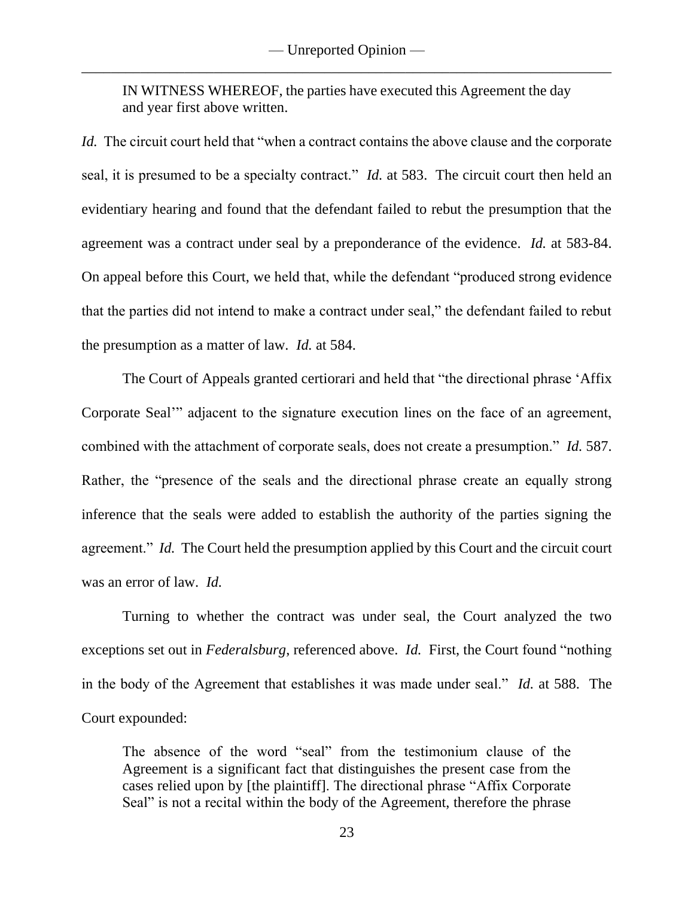> IN WITNESS WHEREOF, the parties have executed this Agreement the day and year first above written.

*Id.* The circuit court held that "when a contract contains the above clause and the corporate seal, it is presumed to be a specialty contract." *Id.* at 583. The circuit court then held an evidentiary hearing and found that the defendant failed to rebut the presumption that the agreement was a contract under seal by a preponderance of the evidence. *Id.* at 583-84. On appeal before this Court, we held that, while the defendant "produced strong evidence that the parties did not intend to make a contract under seal," the defendant failed to rebut the presumption as a matter of law. *Id.* at 584.

The Court of Appeals granted certiorari and held that "the directional phrase 'Affix Corporate Seal'" adjacent to the signature execution lines on the face of an agreement, combined with the attachment of corporate seals, does not create a presumption." *Id.* 587. Rather, the "presence of the seals and the directional phrase create an equally strong inference that the seals were added to establish the authority of the parties signing the agreement." *Id.* The Court held the presumption applied by this Court and the circuit court was an error of law. *Id.*

Turning to whether the contract was under seal, the Court analyzed the two exceptions set out in *Federalsburg*, referenced above. *Id.* First, the Court found "nothing in the body of the Agreement that establishes it was made under seal." *Id.* at 588. The Court expounded:

> The absence of the word "seal" from the testimonium clause of the Agreement is a significant fact that distinguishes the present case from the cases relied upon by [the plaintiff]. The directional phrase "Affix Corporate Seal" is not a recital within the body of the Agreement, therefore the phrase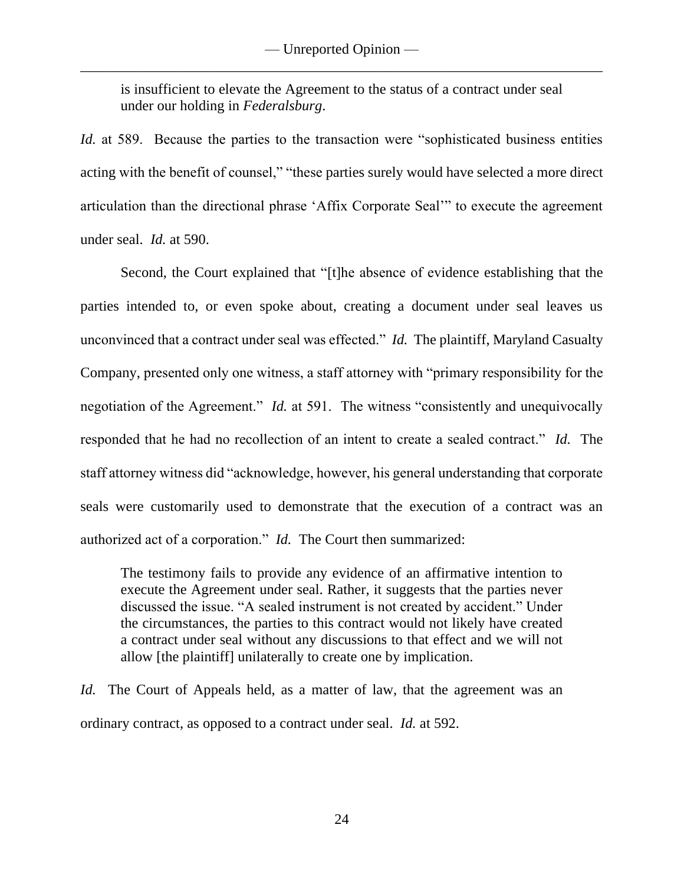> is insufficient to elevate the Agreement to the status of a contract under seal under our holding in *Federalsburg*.

*Id.* at 589. Because the parties to the transaction were "sophisticated business entities acting with the benefit of counsel," "these parties surely would have selected a more direct articulation than the directional phrase 'Affix Corporate Seal'" to execute the agreement under seal. *Id.* at 590.

Second, the Court explained that "[t]he absence of evidence establishing that the parties intended to, or even spoke about, creating a document under seal leaves us unconvinced that a contract under seal was effected." *Id.* The plaintiff, Maryland Casualty Company, presented only one witness, a staff attorney with "primary responsibility for the negotiation of the Agreement." *Id.* at 591. The witness "consistently and unequivocally responded that he had no recollection of an intent to create a sealed contract." *Id.* The staff attorney witness did "acknowledge, however, his general understanding that corporate seals were customarily used to demonstrate that the execution of a contract was an authorized act of a corporation." *Id.* The Court then summarized:

> The testimony fails to provide any evidence of an affirmative intention to execute the Agreement under seal. Rather, it suggests that the parties never discussed the issue. "A sealed instrument is not created by accident." Under the circumstances, the parties to this contract would not likely have created a contract under seal without any discussions to that effect and we will not allow [the plaintiff] unilaterally to create one by implication.

*Id.* The Court of Appeals held, as a matter of law, that the agreement was an ordinary contract, as opposed to a contract under seal. *Id.* at 592.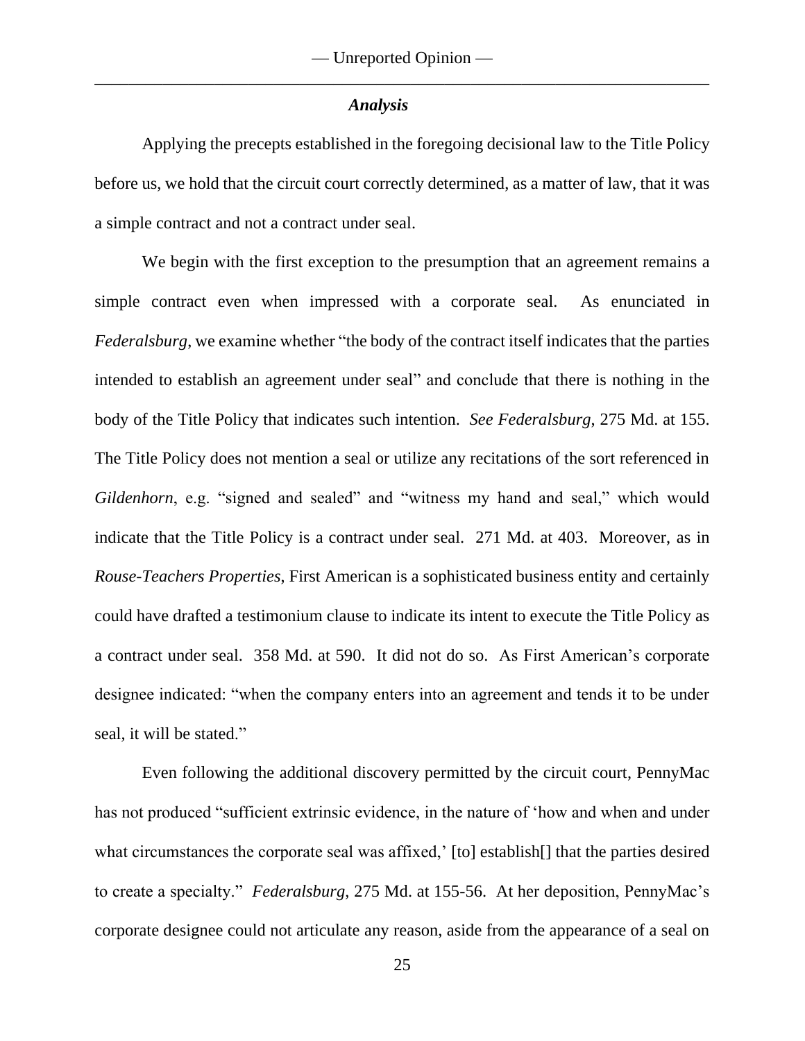### *Analysis*

Applying the precepts established in the foregoing decisional law to the Title Policy before us, we hold that the circuit court correctly determined, as a matter of law, that it was a simple contract and not a contract under seal.

We begin with the first exception to the presumption that an agreement remains a simple contract even when impressed with a corporate seal. As enunciated in *Federalsburg*, we examine whether "the body of the contract itself indicates that the parties intended to establish an agreement under seal" and conclude that there is nothing in the body of the Title Policy that indicates such intention. *See Federalsburg*, 275 Md. at 155. The Title Policy does not mention a seal or utilize any recitations of the sort referenced in *Gildenhorn*, e.g. "signed and sealed" and "witness my hand and seal," which would indicate that the Title Policy is a contract under seal. 271 Md. at 403. Moreover, as in *Rouse-Teachers Properties*, First American is a sophisticated business entity and certainly could have drafted a testimonium clause to indicate its intent to execute the Title Policy as a contract under seal. 358 Md. at 590. It did not do so. As First American's corporate designee indicated: "when the company enters into an agreement and tends it to be under seal, it will be stated."

Even following the additional discovery permitted by the circuit court, PennyMac has not produced "sufficient extrinsic evidence, in the nature of 'how and when and under what circumstances the corporate seal was affixed,' [to] establish[] that the parties desired to create a specialty." *Federalsburg*, 275 Md. at 155-56. At her deposition, PennyMac's corporate designee could not articulate any reason, aside from the appearance of a seal on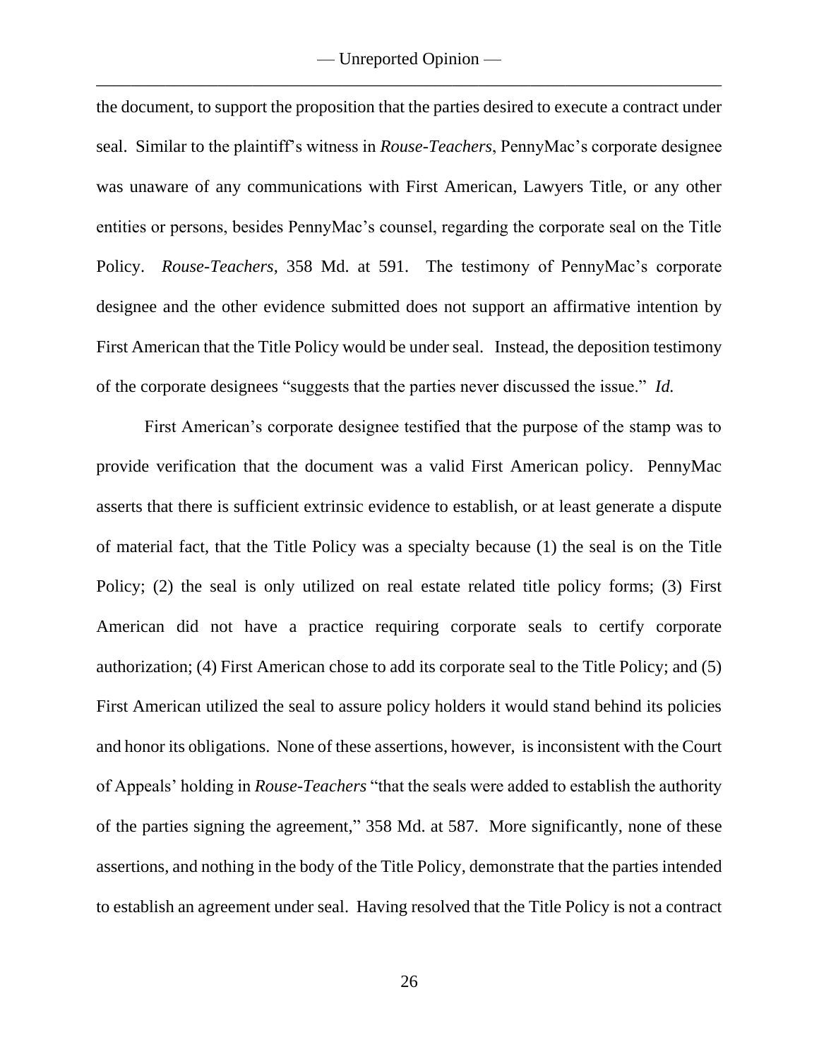the document, to support the proposition that the parties desired to execute a contract under seal. Similar to the plaintiff's witness in *Rouse-Teachers*, PennyMac's corporate designee was unaware of any communications with First American, Lawyers Title, or any other entities or persons, besides PennyMac's counsel, regarding the corporate seal on the Title Policy. *Rouse-Teachers*, 358 Md. at 591. The testimony of PennyMac's corporate designee and the other evidence submitted does not support an affirmative intention by First American that the Title Policy would be under seal. Instead, the deposition testimony of the corporate designees "suggests that the parties never discussed the issue." *Id.*

First American's corporate designee testified that the purpose of the stamp was to provide verification that the document was a valid First American policy. PennyMac asserts that there is sufficient extrinsic evidence to establish, or at least generate a dispute of material fact, that the Title Policy was a specialty because (1) the seal is on the Title Policy; (2) the seal is only utilized on real estate related title policy forms; (3) First American did not have a practice requiring corporate seals to certify corporate authorization; (4) First American chose to add its corporate seal to the Title Policy; and (5) First American utilized the seal to assure policy holders it would stand behind its policies and honor its obligations. None of these assertions, however, is inconsistent with the Court of Appeals' holding in *Rouse-Teachers* "that the seals were added to establish the authority of the parties signing the agreement," 358 Md. at 587. More significantly, none of these assertions, and nothing in the body of the Title Policy, demonstrate that the parties intended to establish an agreement under seal. Having resolved that the Title Policy is not a contract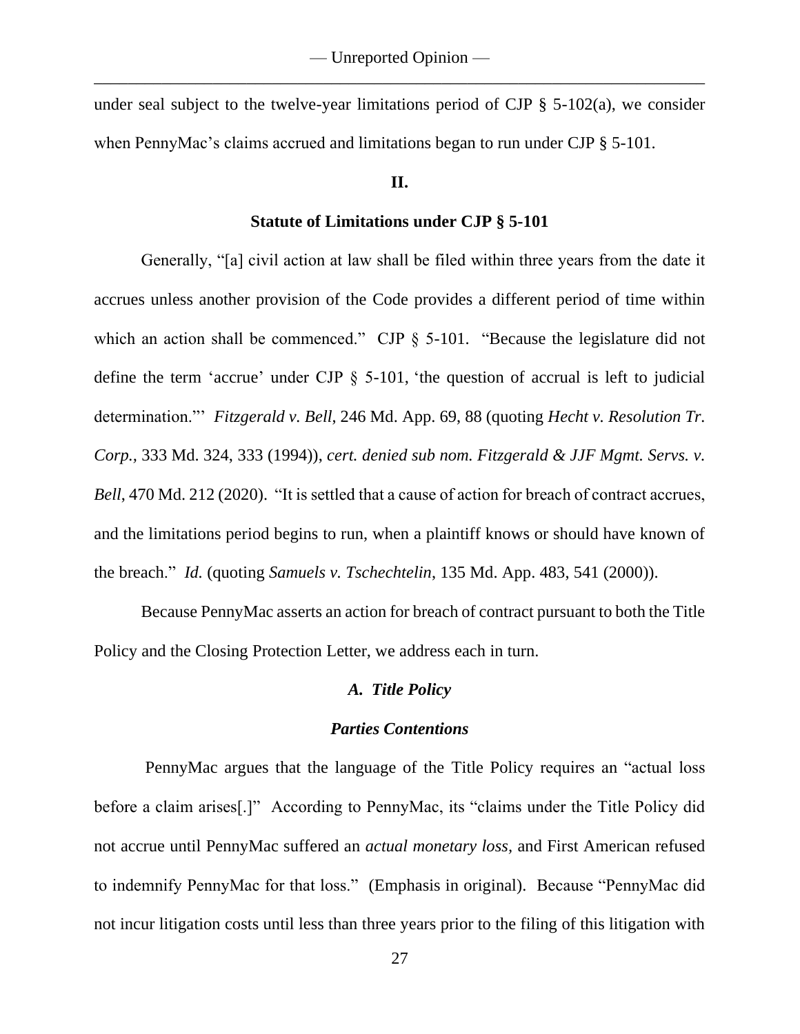under seal subject to the twelve-year limitations period of CJP § 5-102(a), we consider when PennyMac's claims accrued and limitations began to run under CJP § 5-101.

## II.

### Statute of Limitations under CJP § 5-101

Generally, "[a] civil action at law shall be filed within three years from the date it accrues unless another provision of the Code provides a different period of time within which an action shall be commenced." CJP § 5-101. "Because the legislature did not define the term 'accrue' under CJP § 5-101, 'the question of accrual is left to judicial determination.'" *Fitzgerald v. Bell*, 246 Md. App. 69, 88 (quoting *Hecht v. Resolution Tr. Corp.*, 333 Md. 324, 333 (1994)), *cert. denied sub nom. Fitzgerald & JJF Mgmt. Servs. v. Bell*, 470 Md. 212 (2020). "It is settled that a cause of action for breach of contract accrues, and the limitations period begins to run, when a plaintiff knows or should have known of the breach." *Id.* (quoting *Samuels v. Tschechtelin*, 135 Md. App. 483, 541 (2000)).

Because PennyMac asserts an action for breach of contract pursuant to both the Title Policy and the Closing Protection Letter, we address each in turn.

### *A. Title Policy*

#### *Parties Contentions*

PennyMac argues that the language of the Title Policy requires an "actual loss before a claim arises[.]" According to PennyMac, its "claims under the Title Policy did not accrue until PennyMac suffered an *actual monetary loss*, and First American refused to indemnify PennyMac for that loss." (Emphasis in original). Because "PennyMac did not incur litigation costs until less than three years prior to the filing of this litigation with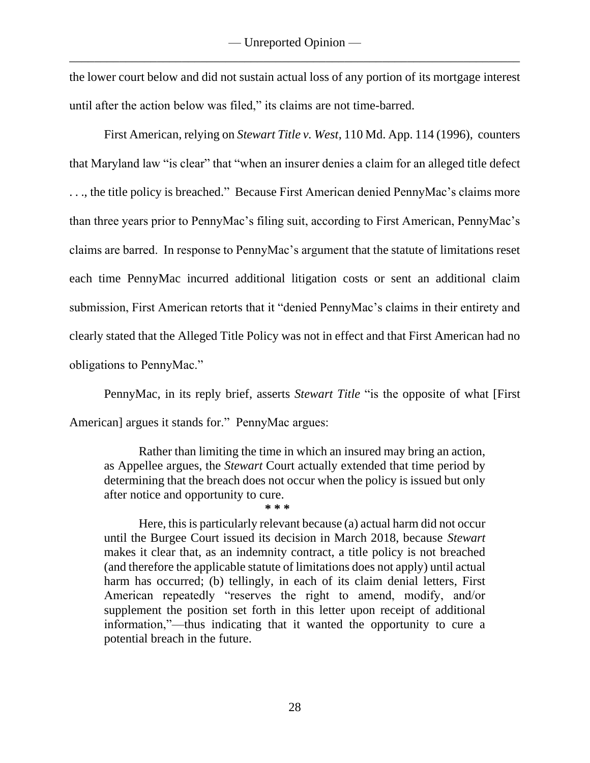the lower court below and did not sustain actual loss of any portion of its mortgage interest until after the action below was filed," its claims are not time-barred.

First American, relying on *Stewart Title v. West*, 110 Md. App. 114 (1996), counters that Maryland law "is clear" that "when an insurer denies a claim for an alleged title defect . . ., the title policy is breached." Because First American denied PennyMac's claims more than three years prior to PennyMac's filing suit, according to First American, PennyMac's claims are barred. In response to PennyMac's argument that the statute of limitations reset each time PennyMac incurred additional litigation costs or sent an additional claim submission, First American retorts that it "denied PennyMac's claims in their entirety and clearly stated that the Alleged Title Policy was not in effect and that First American had no obligations to PennyMac."

PennyMac, in its reply brief, asserts *Stewart Title* "is the opposite of what [First American] argues it stands for." PennyMac argues:

> Rather than limiting the time in which an insured may bring an action, as Appellee argues, the *Stewart* Court actually extended that time period by determining that the breach does not occur when the policy is issued but only after notice and opportunity to cure.
>
> \* \* \*
>
> Here, this is particularly relevant because (a) actual harm did not occur until the Burgee Court issued its decision in March 2018, because *Stewart* makes it clear that, as an indemnity contract, a title policy is not breached (and therefore the applicable statute of limitations does not apply) until actual harm has occurred; (b) tellingly, in each of its claim denial letters, First American repeatedly "reserves the right to amend, modify, and/or supplement the position set forth in this letter upon receipt of additional information,"—thus indicating that it wanted the opportunity to cure a potential breach in the future.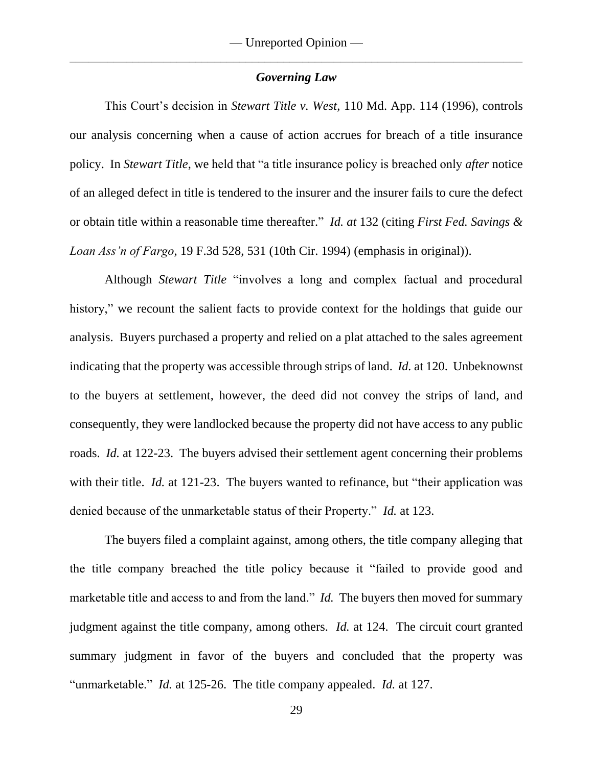### *Governing Law*

This Court's decision in *Stewart Title v. West*, 110 Md. App. 114 (1996), controls our analysis concerning when a cause of action accrues for breach of a title insurance policy. In *Stewart Title*, we held that "a title insurance policy is breached only *after* notice of an alleged defect in title is tendered to the insurer and the insurer fails to cure the defect or obtain title within a reasonable time thereafter." *Id. at* 132 (citing *First Fed. Savings & Loan Ass'n of Fargo*, 19 F.3d 528, 531 (10th Cir. 1994) (emphasis in original)).

Although *Stewart Title* "involves a long and complex factual and procedural history," we recount the salient facts to provide context for the holdings that guide our analysis. Buyers purchased a property and relied on a plat attached to the sales agreement indicating that the property was accessible through strips of land. *Id.* at 120. Unbeknownst to the buyers at settlement, however, the deed did not convey the strips of land, and consequently, they were landlocked because the property did not have access to any public roads. *Id.* at 122-23. The buyers advised their settlement agent concerning their problems with their title. *Id.* at 121-23. The buyers wanted to refinance, but "their application was denied because of the unmarketable status of their Property." *Id.* at 123.

The buyers filed a complaint against, among others, the title company alleging that the title company breached the title policy because it "failed to provide good and marketable title and access to and from the land." *Id.* The buyers then moved for summary judgment against the title company, among others. *Id.* at 124. The circuit court granted summary judgment in favor of the buyers and concluded that the property was "unmarketable." *Id.* at 125-26. The title company appealed. *Id.* at 127.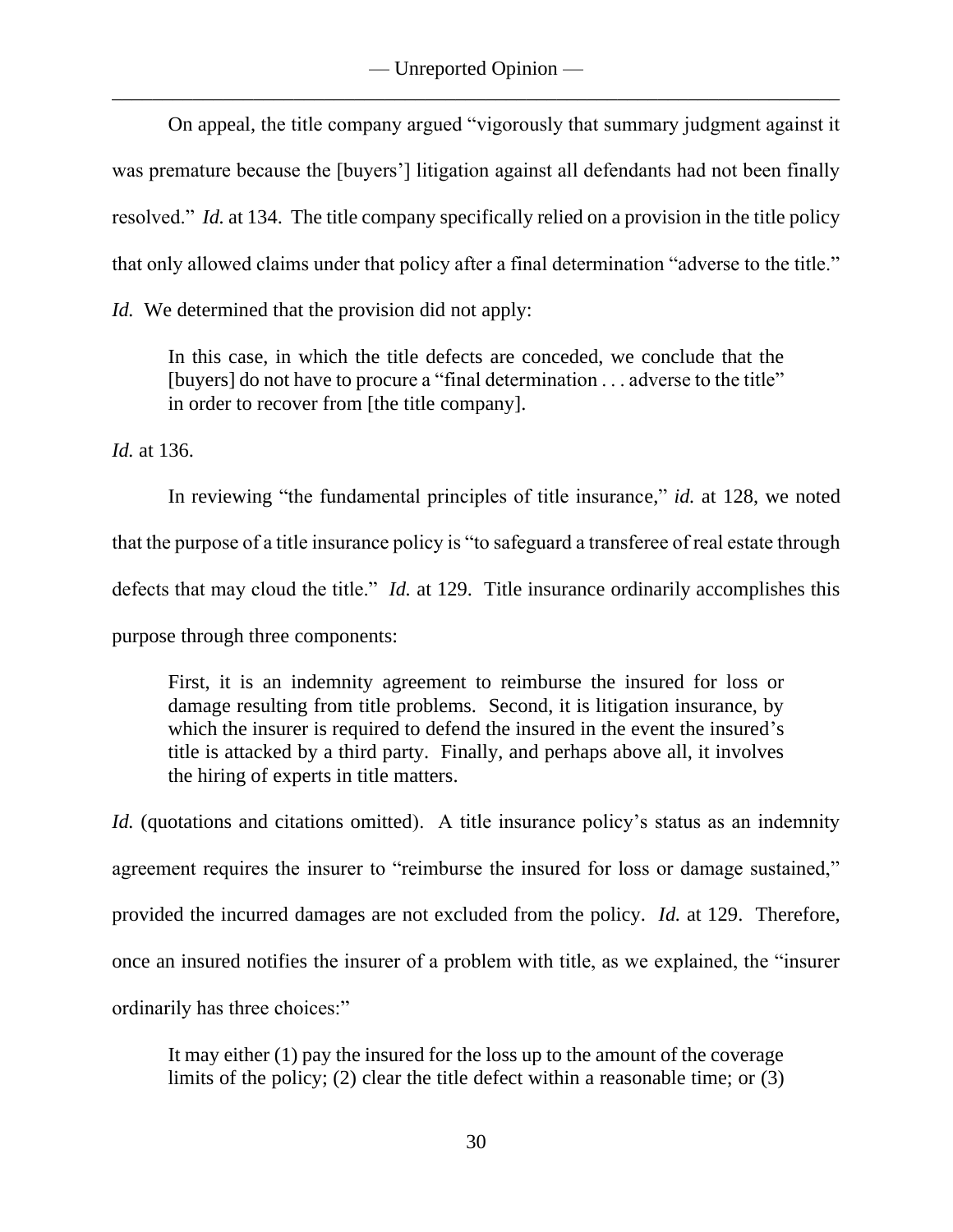On appeal, the title company argued "vigorously that summary judgment against it was premature because the [buyers'] litigation against all defendants had not been finally resolved." *Id.* at 134. The title company specifically relied on a provision in the title policy that only allowed claims under that policy after a final determination "adverse to the title." *Id.* We determined that the provision did not apply:

> In this case, in which the title defects are conceded, we conclude that the [buyers] do not have to procure a "final determination . . . adverse to the title" in order to recover from [the title company].

*Id.* at 136.

In reviewing "the fundamental principles of title insurance," *id.* at 128, we noted that the purpose of a title insurance policy is "to safeguard a transferee of real estate through defects that may cloud the title." *Id.* at 129. Title insurance ordinarily accomplishes this purpose through three components:

> First, it is an indemnity agreement to reimburse the insured for loss or damage resulting from title problems. Second, it is litigation insurance, by which the insurer is required to defend the insured in the event the insured's title is attacked by a third party. Finally, and perhaps above all, it involves the hiring of experts in title matters.

*Id.* (quotations and citations omitted). A title insurance policy's status as an indemnity agreement requires the insurer to "reimburse the insured for loss or damage sustained," provided the incurred damages are not excluded from the policy. *Id.* at 129. Therefore, once an insured notifies the insurer of a problem with title, as we explained, the "insurer ordinarily has three choices:"

> It may either (1) pay the insured for the loss up to the amount of the coverage limits of the policy; (2) clear the title defect within a reasonable time; or (3)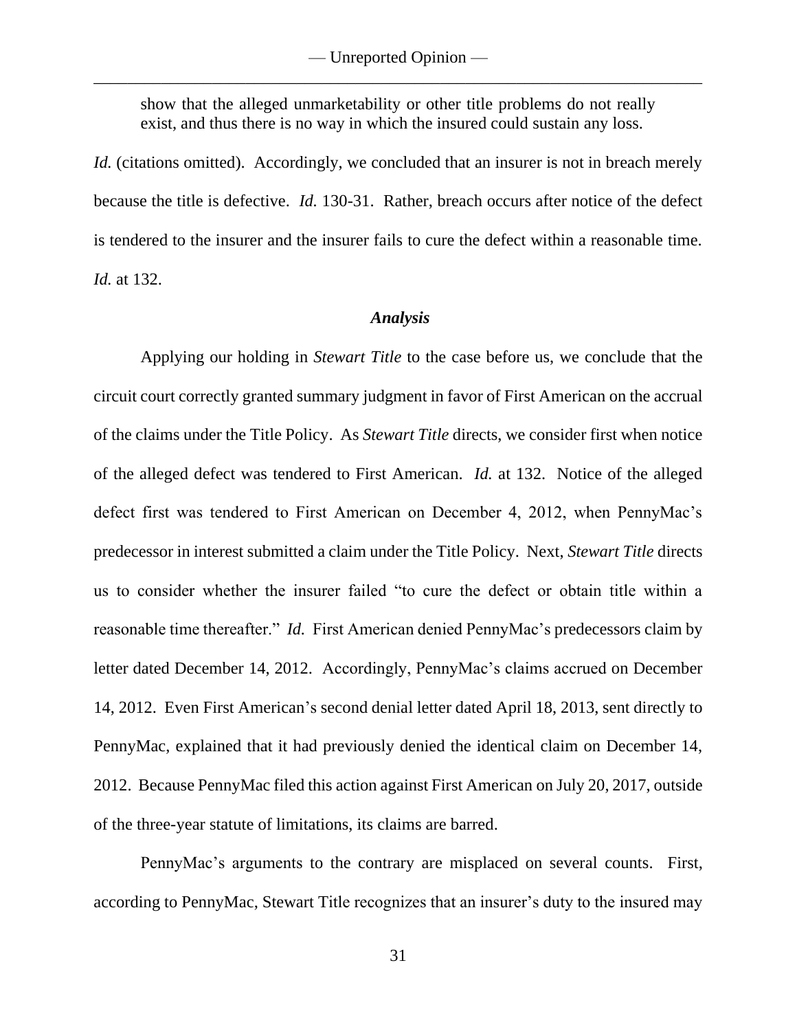show that the alleged unmarketability or other title problems do not really exist, and thus there is no way in which the insured could sustain any loss.

*Id.* (citations omitted). Accordingly, we concluded that an insurer is not in breach merely because the title is defective. *Id.* 130-31. Rather, breach occurs after notice of the defect is tendered to the insurer and the insurer fails to cure the defect within a reasonable time. *Id.* at 132.

### *Analysis*

Applying our holding in *Stewart Title* to the case before us, we conclude that the circuit court correctly granted summary judgment in favor of First American on the accrual of the claims under the Title Policy. As *Stewart Title* directs, we consider first when notice of the alleged defect was tendered to First American. *Id.* at 132. Notice of the alleged defect first was tendered to First American on December 4, 2012, when PennyMac's predecessor in interest submitted a claim under the Title Policy. Next, *Stewart Title* directs us to consider whether the insurer failed "to cure the defect or obtain title within a reasonable time thereafter." *Id.* First American denied PennyMac's predecessors claim by letter dated December 14, 2012. Accordingly, PennyMac's claims accrued on December 14, 2012. Even First American's second denial letter dated April 18, 2013, sent directly to PennyMac, explained that it had previously denied the identical claim on December 14, 2012. Because PennyMac filed this action against First American on July 20, 2017, outside of the three-year statute of limitations, its claims are barred.

PennyMac's arguments to the contrary are misplaced on several counts. First, according to PennyMac, Stewart Title recognizes that an insurer's duty to the insured may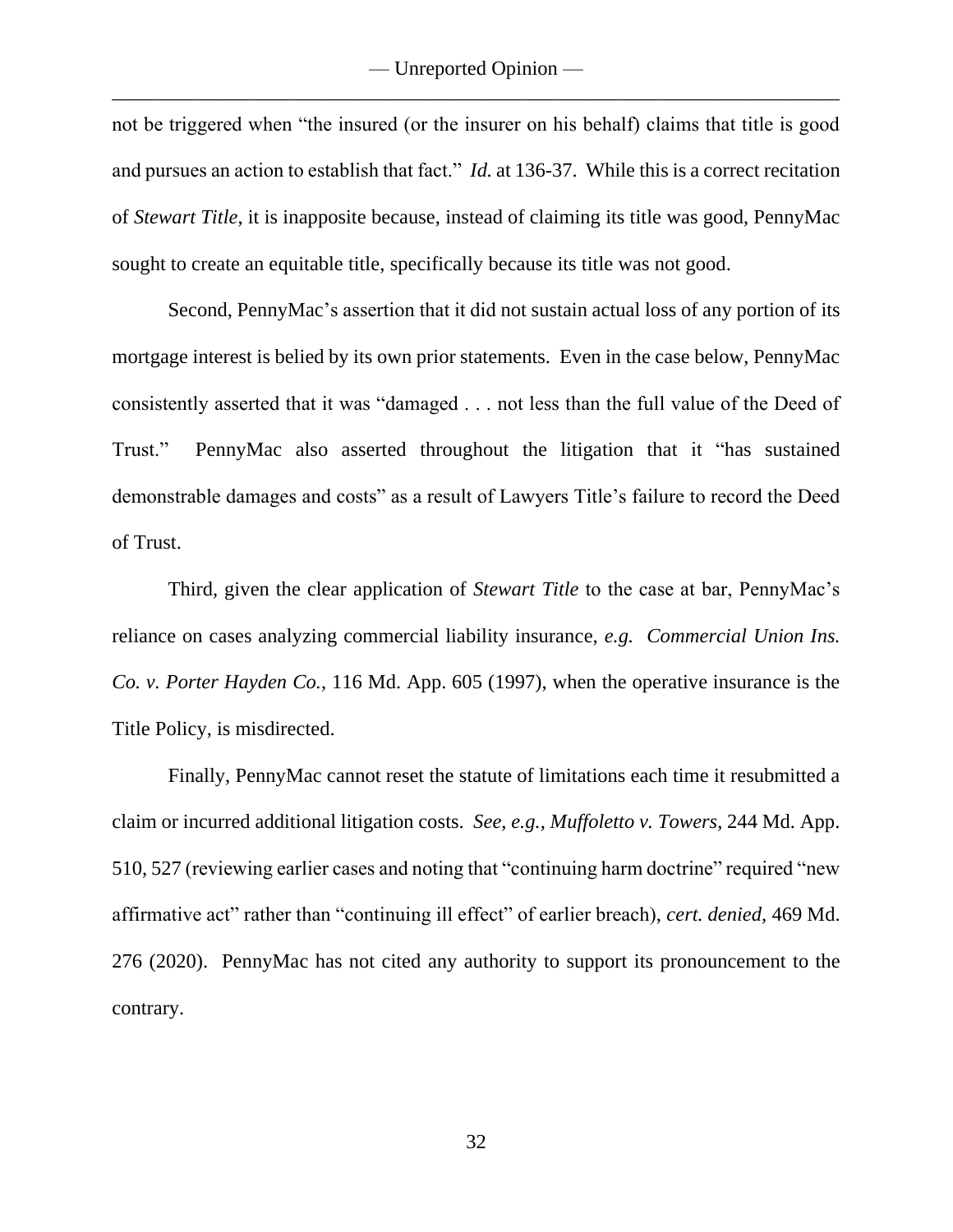not be triggered when "the insured (or the insurer on his behalf) claims that title is good and pursues an action to establish that fact." *Id.* at 136-37. While this is a correct recitation of *Stewart Title*, it is inapposite because, instead of claiming its title was good, PennyMac sought to create an equitable title, specifically because its title was not good.

Second, PennyMac's assertion that it did not sustain actual loss of any portion of its mortgage interest is belied by its own prior statements. Even in the case below, PennyMac consistently asserted that it was "damaged . . . not less than the full value of the Deed of Trust." PennyMac also asserted throughout the litigation that it "has sustained demonstrable damages and costs" as a result of Lawyers Title's failure to record the Deed of Trust.

Third, given the clear application of *Stewart Title* to the case at bar, PennyMac's reliance on cases analyzing commercial liability insurance, *e.g. Commercial Union Ins. Co. v. Porter Hayden Co.*, 116 Md. App. 605 (1997), when the operative insurance is the Title Policy, is misdirected.

Finally, PennyMac cannot reset the statute of limitations each time it resubmitted a claim or incurred additional litigation costs. *See, e.g.*, *Muffoletto v. Towers*, 244 Md. App. 510, 527 (reviewing earlier cases and noting that "continuing harm doctrine" required "new affirmative act" rather than "continuing ill effect" of earlier breach), *cert. denied*, 469 Md. 276 (2020). PennyMac has not cited any authority to support its pronouncement to the contrary.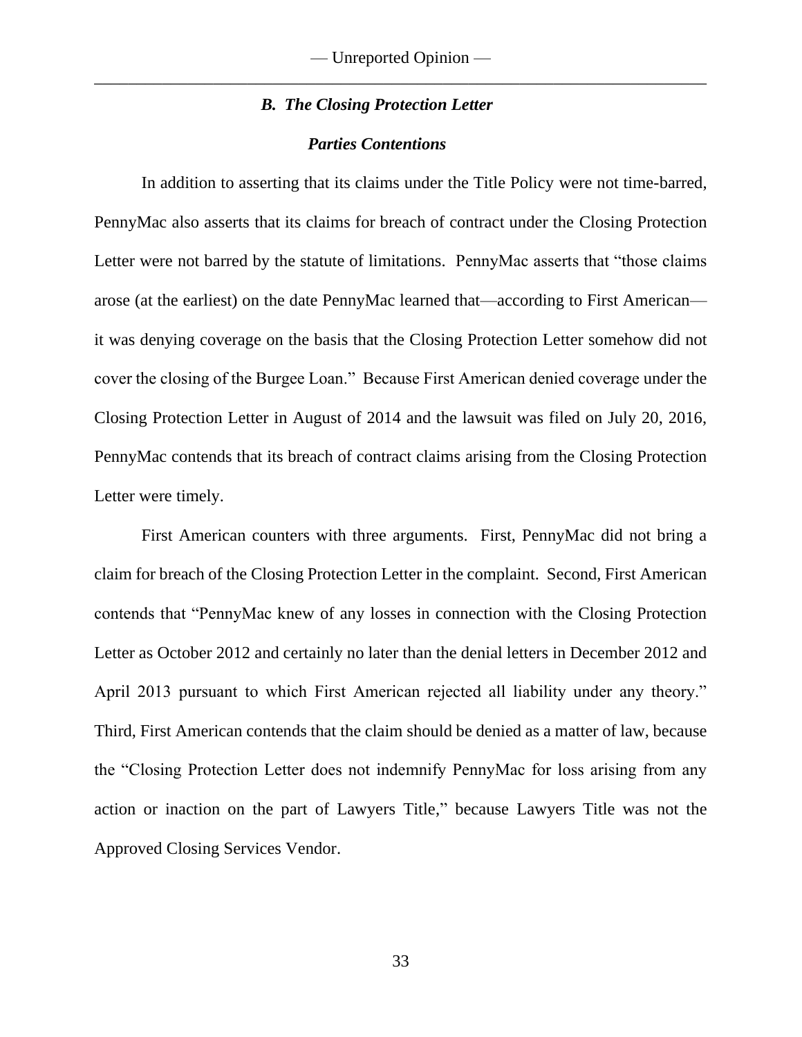### *B. The Closing Protection Letter*

#### *Parties Contentions*

In addition to asserting that its claims under the Title Policy were not time-barred, PennyMac also asserts that its claims for breach of contract under the Closing Protection Letter were not barred by the statute of limitations. PennyMac asserts that "those claims arose (at the earliest) on the date PennyMac learned that—according to First American—it was denying coverage on the basis that the Closing Protection Letter somehow did not cover the closing of the Burgee Loan." Because First American denied coverage under the Closing Protection Letter in August of 2014 and the lawsuit was filed on July 20, 2016, PennyMac contends that its breach of contract claims arising from the Closing Protection Letter were timely.

First American counters with three arguments. First, PennyMac did not bring a claim for breach of the Closing Protection Letter in the complaint. Second, First American contends that "PennyMac knew of any losses in connection with the Closing Protection Letter as October 2012 and certainly no later than the denial letters in December 2012 and April 2013 pursuant to which First American rejected all liability under any theory." Third, First American contends that the claim should be denied as a matter of law, because the "Closing Protection Letter does not indemnify PennyMac for loss arising from any action or inaction on the part of Lawyers Title," because Lawyers Title was not the Approved Closing Services Vendor.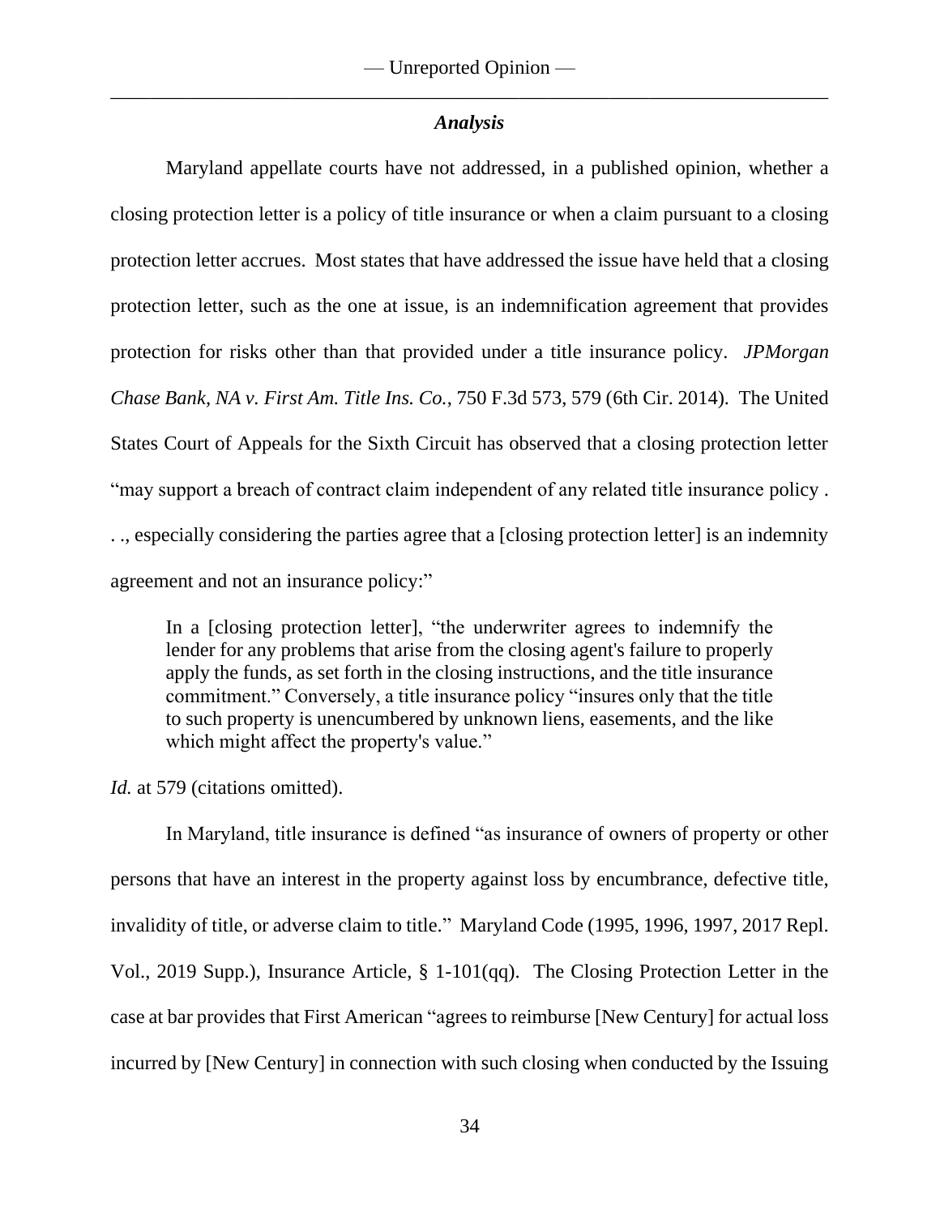### *Analysis*

Maryland appellate courts have not addressed, in a published opinion, whether a closing protection letter is a policy of title insurance or when a claim pursuant to a closing protection letter accrues. Most states that have addressed the issue have held that a closing protection letter, such as the one at issue, is an indemnification agreement that provides protection for risks other than that provided under a title insurance policy. *JPMorgan Chase Bank, NA v. First Am. Title Ins. Co.*, 750 F.3d 573, 579 (6th Cir. 2014). The United States Court of Appeals for the Sixth Circuit has observed that a closing protection letter "may support a breach of contract claim independent of any related title insurance policy . . ., especially considering the parties agree that a [closing protection letter] is an indemnity agreement and not an insurance policy:"

> In a [closing protection letter], "the underwriter agrees to indemnify the lender for any problems that arise from the closing agent's failure to properly apply the funds, as set forth in the closing instructions, and the title insurance commitment." Conversely, a title insurance policy "insures only that the title to such property is unencumbered by unknown liens, easements, and the like which might affect the property's value."

*Id.* at 579 (citations omitted).

In Maryland, title insurance is defined "as insurance of owners of property or other persons that have an interest in the property against loss by encumbrance, defective title, invalidity of title, or adverse claim to title." Maryland Code (1995, 1996, 1997, 2017 Repl. Vol., 2019 Supp.), Insurance Article, § 1-101(qq). The Closing Protection Letter in the case at bar provides that First American "agrees to reimburse [New Century] for actual loss incurred by [New Century] in connection with such closing when conducted by the Issuing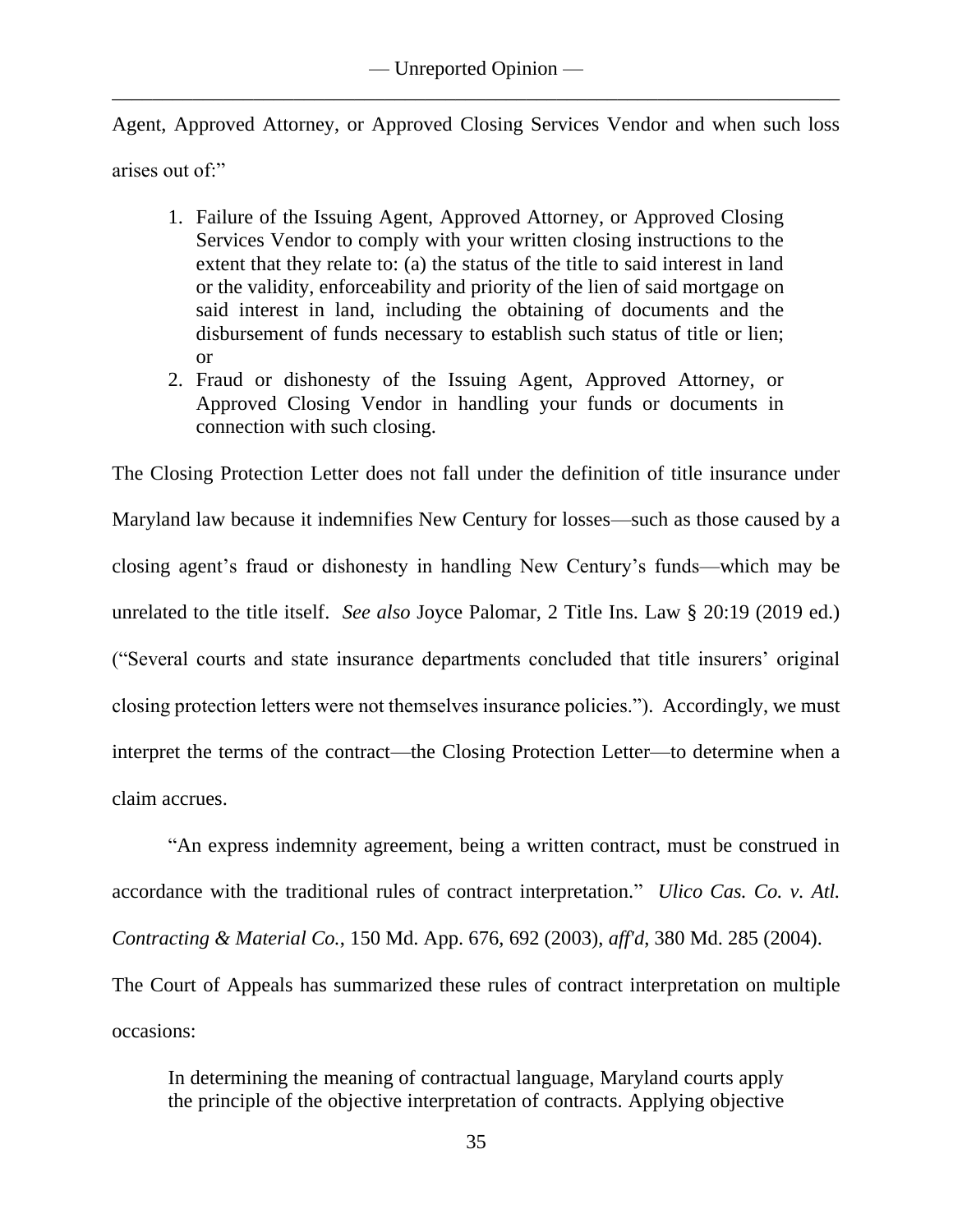Agent, Approved Attorney, or Approved Closing Services Vendor and when such loss arises out of:"

> 1. Failure of the Issuing Agent, Approved Attorney, or Approved Closing Services Vendor to comply with your written closing instructions to the extent that they relate to: (a) the status of the title to said interest in land or the validity, enforceability and priority of the lien of said mortgage on said interest in land, including the obtaining of documents and the disbursement of funds necessary to establish such status of title or lien; or
> 2. Fraud or dishonesty of the Issuing Agent, Approved Attorney, or Approved Closing Vendor in handling your funds or documents in connection with such closing.

The Closing Protection Letter does not fall under the definition of title insurance under Maryland law because it indemnifies New Century for losses—such as those caused by a closing agent's fraud or dishonesty in handling New Century's funds—which may be unrelated to the title itself. *See also* Joyce Palomar, 2 Title Ins. Law § 20:19 (2019 ed.) ("Several courts and state insurance departments concluded that title insurers' original closing protection letters were not themselves insurance policies."). Accordingly, we must interpret the terms of the contract—the Closing Protection Letter—to determine when a claim accrues.

"An express indemnity agreement, being a written contract, must be construed in accordance with the traditional rules of contract interpretation." *Ulico Cas. Co. v. Atl. Contracting & Material Co.*, 150 Md. App. 676, 692 (2003), *aff'd*, 380 Md. 285 (2004). The Court of Appeals has summarized these rules of contract interpretation on multiple occasions:

> In determining the meaning of contractual language, Maryland courts apply the principle of the objective interpretation of contracts. Applying objective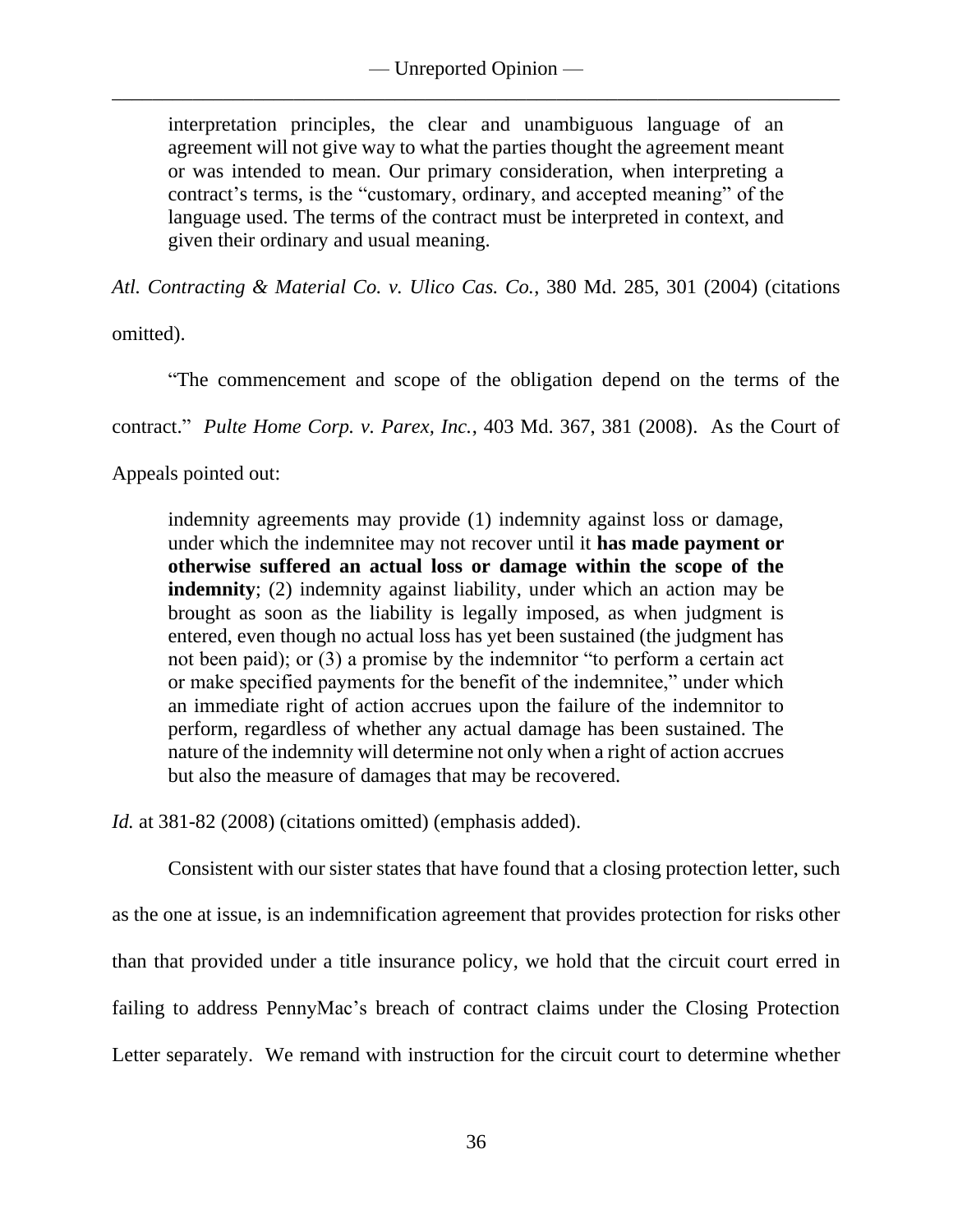> interpretation principles, the clear and unambiguous language of an agreement will not give way to what the parties thought the agreement meant or was intended to mean. Our primary consideration, when interpreting a contract's terms, is the "customary, ordinary, and accepted meaning" of the language used. The terms of the contract must be interpreted in context, and given their ordinary and usual meaning.

*Atl. Contracting & Material Co. v. Ulico Cas. Co.*, 380 Md. 285, 301 (2004) (citations omitted).

"The commencement and scope of the obligation depend on the terms of the contract." *Pulte Home Corp. v. Parex, Inc.*, 403 Md. 367, 381 (2008). As the Court of Appeals pointed out:

> indemnity agreements may provide (1) indemnity against loss or damage, under which the indemnitee may not recover until it **has made payment or otherwise suffered an actual loss or damage within the scope of the indemnity**; (2) indemnity against liability, under which an action may be brought as soon as the liability is legally imposed, as when judgment is entered, even though no actual loss has yet been sustained (the judgment has not been paid); or (3) a promise by the indemnitor "to perform a certain act or make specified payments for the benefit of the indemnitee," under which an immediate right of action accrues upon the failure of the indemnitor to perform, regardless of whether any actual damage has been sustained. The nature of the indemnity will determine not only when a right of action accrues but also the measure of damages that may be recovered.

*Id.* at 381-82 (2008) (citations omitted) (emphasis added).

Consistent with our sister states that have found that a closing protection letter, such as the one at issue, is an indemnification agreement that provides protection for risks other than that provided under a title insurance policy, we hold that the circuit court erred in failing to address PennyMac's breach of contract claims under the Closing Protection Letter separately. We remand with instruction for the circuit court to determine whether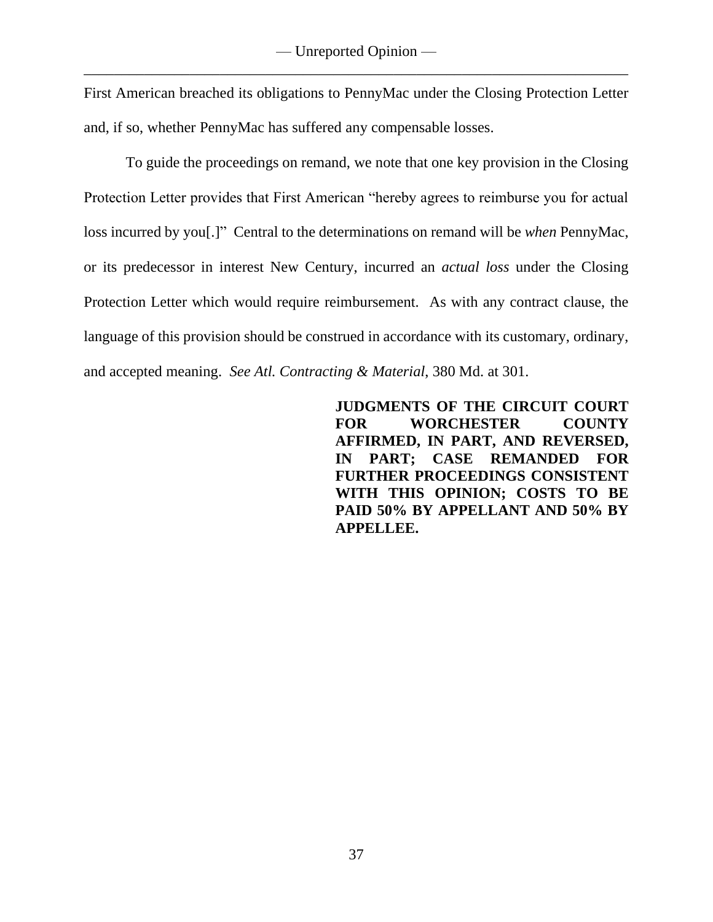First American breached its obligations to PennyMac under the Closing Protection Letter and, if so, whether PennyMac has suffered any compensable losses.

To guide the proceedings on remand, we note that one key provision in the Closing Protection Letter provides that First American "hereby agrees to reimburse you for actual loss incurred by you[.]" Central to the determinations on remand will be *when* PennyMac, or its predecessor in interest New Century, incurred an *actual loss* under the Closing Protection Letter which would require reimbursement. As with any contract clause, the language of this provision should be construed in accordance with its customary, ordinary, and accepted meaning. *See Atl. Contracting & Material*, 380 Md. at 301.

**JUDGMENTS OF THE CIRCUIT COURT FOR WORCHESTER COUNTY AFFIRMED, IN PART, AND REVERSED, IN PART; CASE REMANDED FOR FURTHER PROCEEDINGS CONSISTENT WITH THIS OPINION; COSTS TO BE PAID 50% BY APPELLANT AND 50% BY APPELLEE.**